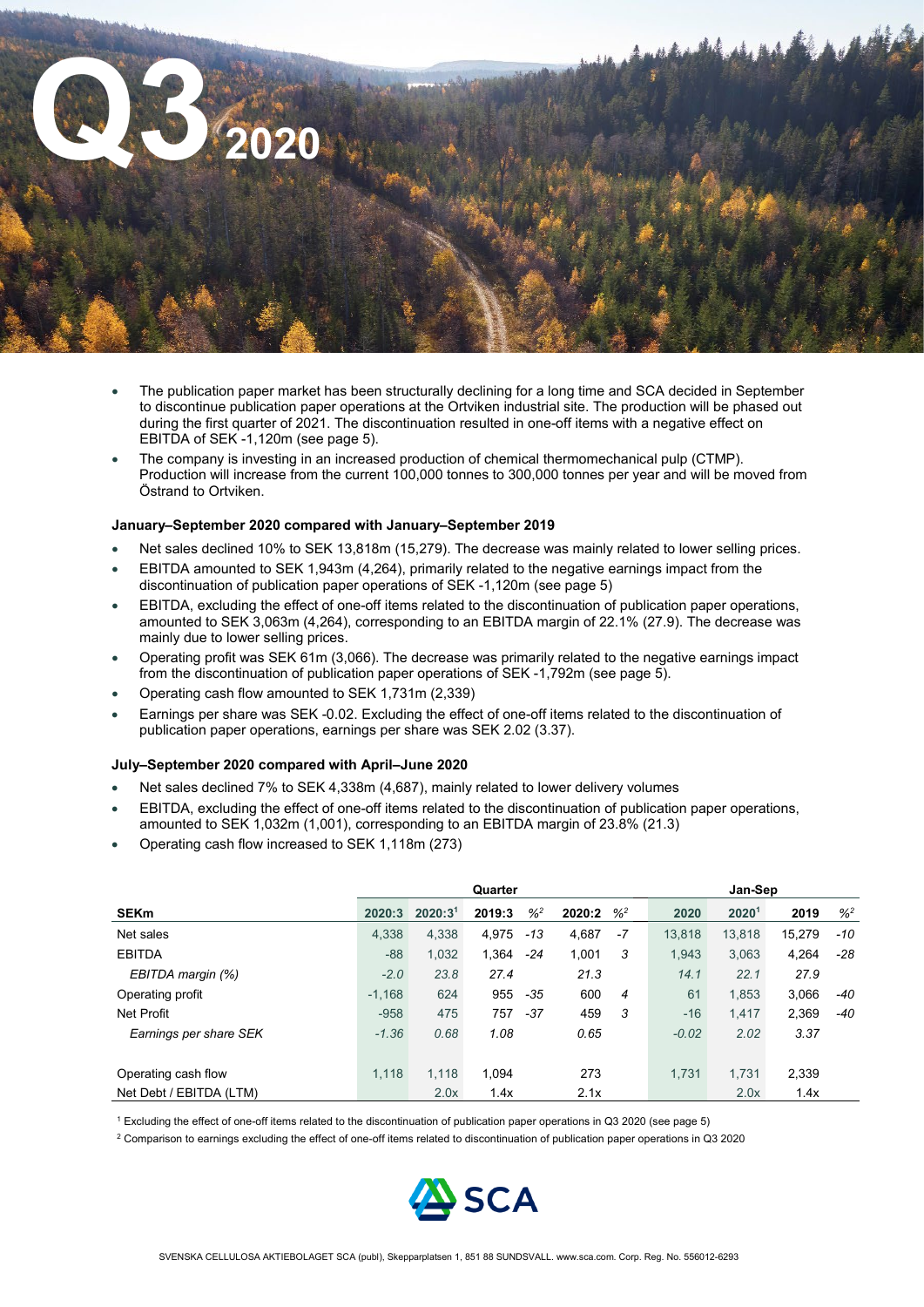# Q3 2020

- The publication paper market has been structurally declining for a long time and SCA decided in September to discontinue publication paper operations at the Ortviken industrial site. The production will be phased out during the first quarter of 2021. The discontinuation resulted in one-off items with a negative effect on EBITDA of SEK -1,120m (see page 5).
- The company is investing in an increased production of chemical thermomechanical pulp (CTMP). Production will increase from the current 100,000 tonnes to 300,000 tonnes per year and will be moved from Östrand to Ortviken.

**January–September 2020 compared with January–September 2019**

- Net sales declined 10% to SEK 13,818m (15,279). The decrease was mainly related to lower selling prices.
- EBITDA amounted to SEK 1,943m (4,264), primarily related to the negative earnings impact from the discontinuation of publication paper operations of SEK -1,120m (see page 5)
- EBITDA, excluding the effect of one-off items related to the discontinuation of publication paper operations, amounted to SEK 3,063m (4,264), corresponding to an EBITDA margin of 22.1% (27.9). The decrease was mainly due to lower selling prices.
- Operating profit was SEK 61m (3,066). The decrease was primarily related to the negative earnings impact from the discontinuation of publication paper operations of SEK -1,792m (see page 5).
- Operating cash flow amounted to SEK 1,731m (2,339)
- Earnings per share was SEK -0.02. Excluding the effect of one-off items related to the discontinuation of publication paper operations, earnings per share was SEK 2.02 (3.37).

**July–September 2020 compared with April–June 2020**

- Net sales declined 7% to SEK 4,338m (4,687), mainly related to lower delivery volumes
- EBITDA, excluding the effect of one-off items related to the discontinuation of publication paper operations, amounted to SEK 1,032m (1,001), corresponding to an EBITDA margin of 23.8% (21.3)
- Operating cash flow increased to SEK 1,118m (273)

| | Quarter | | | | | | Jan-Sep | | | |
|---|---|---|---|---|---|---|---|---|---|---|
| **SEKm** | **2020:3** | **2020:3[1]** | **2019:3** | **%[2]** | **2020:2** | **%[2]** | **2020** | **2020[1]** | **2019** | **%[2]** |
| Net sales | 4,338 | 4,338 | 4,975 | -13 | 4,687 | -7 | 13,818 | 13,818 | 15,279 | -10 |
| EBITDA | -88 | 1,032 | 1,364 | -24 | 1,001 | 3 | 1,943 | 3,063 | 4,264 | -28 |
| *EBITDA margin (%)* | *-2.0* | *23.8* | *27.4* | | *21.3* | | *14.1* | *22.1* | *27.9* | |
| Operating profit | -1,168 | 624 | 955 | -35 | 600 | 4 | 61 | 1,853 | 3,066 | -40 |
| Net Profit | -958 | 475 | 757 | -37 | 459 | 3 | -16 | 1,417 | 2,369 | -40 |
| *Earnings per share SEK* | *-1.36* | *0.68* | *1.08* | | *0.65* | | *-0.02* | *2.02* | *3.37* | |
| | | | | | | | | | | |
| Operating cash flow | 1,118 | 1,118 | 1,094 | | 273 | | 1,731 | 1,731 | 2,339 | |
| Net Debt / EBITDA (LTM) | | 2.0x | 1.4x | | 2.1x | | | 2.0x | 1.4x | |

[1] Excluding the effect of one-off items related to the discontinuation of publication paper operations in Q3 2020 (see page 5)

[2] Comparison to earnings excluding the effect of one-off items related to discontinuation of publication paper operations in Q3 2020

SVENSKA CELLULOSA AKTIEBOLAGET SCA (publ), Skepparplatsen 1, 851 88 SUNDSVALL. www.sca.com. Corp. Reg. No. 556012-6293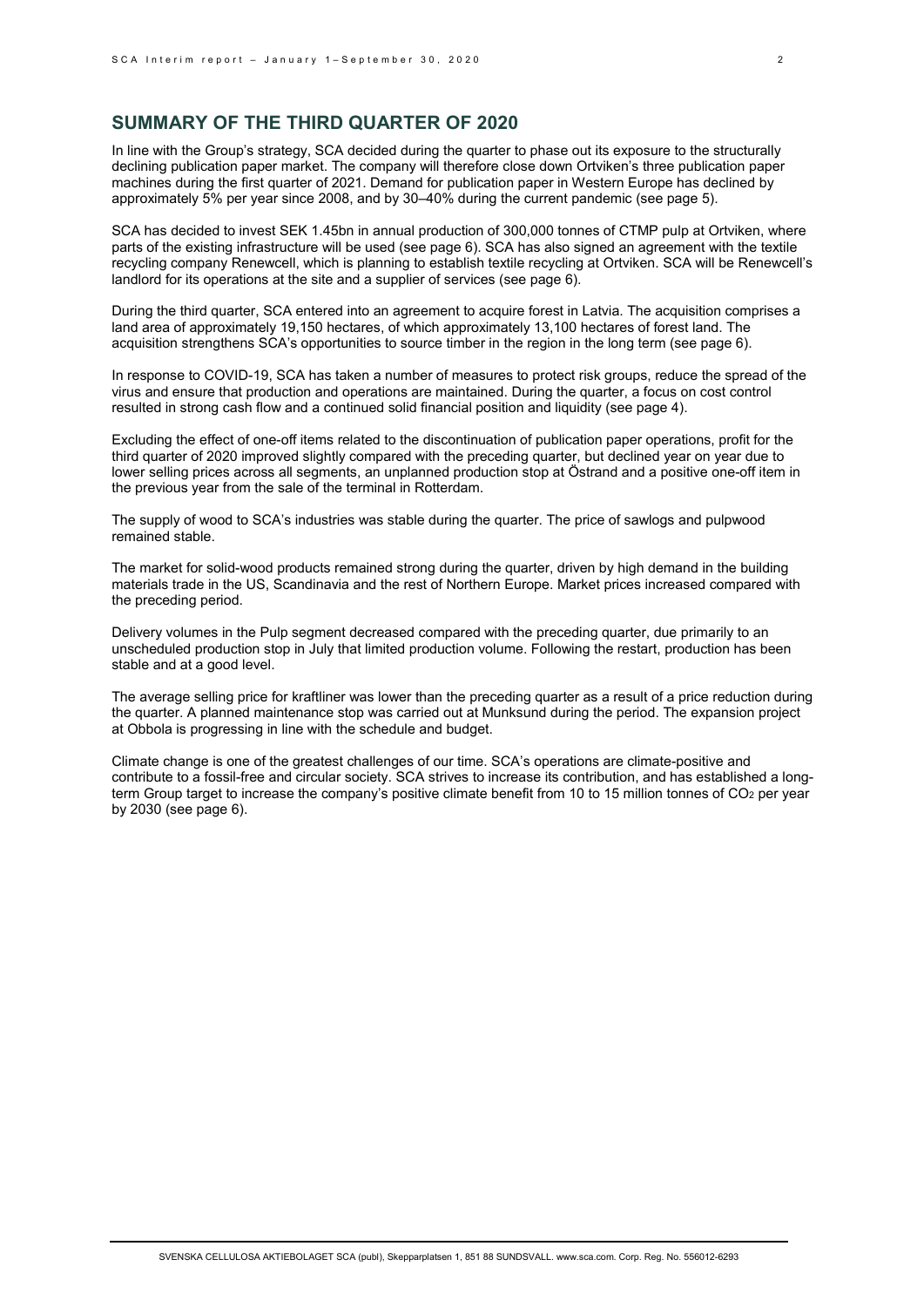## SUMMARY OF THE THIRD QUARTER OF 2020

In line with the Group's strategy, SCA decided during the quarter to phase out its exposure to the structurally declining publication paper market. The company will therefore close down Ortviken's three publication paper machines during the first quarter of 2021. Demand for publication paper in Western Europe has declined by approximately 5% per year since 2008, and by 30–40% during the current pandemic (see page 5).

SCA has decided to invest SEK 1.45bn in annual production of 300,000 tonnes of CTMP pulp at Ortviken, where parts of the existing infrastructure will be used (see page 6). SCA has also signed an agreement with the textile recycling company Renewcell, which is planning to establish textile recycling at Ortviken. SCA will be Renewcell's landlord for its operations at the site and a supplier of services (see page 6).

During the third quarter, SCA entered into an agreement to acquire forest in Latvia. The acquisition comprises a land area of approximately 19,150 hectares, of which approximately 13,100 hectares of forest land. The acquisition strengthens SCA's opportunities to source timber in the region in the long term (see page 6).

In response to COVID-19, SCA has taken a number of measures to protect risk groups, reduce the spread of the virus and ensure that production and operations are maintained. During the quarter, a focus on cost control resulted in strong cash flow and a continued solid financial position and liquidity (see page 4).

Excluding the effect of one-off items related to the discontinuation of publication paper operations, profit for the third quarter of 2020 improved slightly compared with the preceding quarter, but declined year on year due to lower selling prices across all segments, an unplanned production stop at Östrand and a positive one-off item in the previous year from the sale of the terminal in Rotterdam.

The supply of wood to SCA's industries was stable during the quarter. The price of sawlogs and pulpwood remained stable.

The market for solid-wood products remained strong during the quarter, driven by high demand in the building materials trade in the US, Scandinavia and the rest of Northern Europe. Market prices increased compared with the preceding period.

Delivery volumes in the Pulp segment decreased compared with the preceding quarter, due primarily to an unscheduled production stop in July that limited production volume. Following the restart, production has been stable and at a good level.

The average selling price for kraftliner was lower than the preceding quarter as a result of a price reduction during the quarter. A planned maintenance stop was carried out at Munksund during the period. The expansion project at Obbola is progressing in line with the schedule and budget.

Climate change is one of the greatest challenges of our time. SCA's operations are climate-positive and contribute to a fossil-free and circular society. SCA strives to increase its contribution, and has established a long-term Group target to increase the company's positive climate benefit from 10 to 15 million tonnes of $CO_2$ per year by 2030 (see page 6).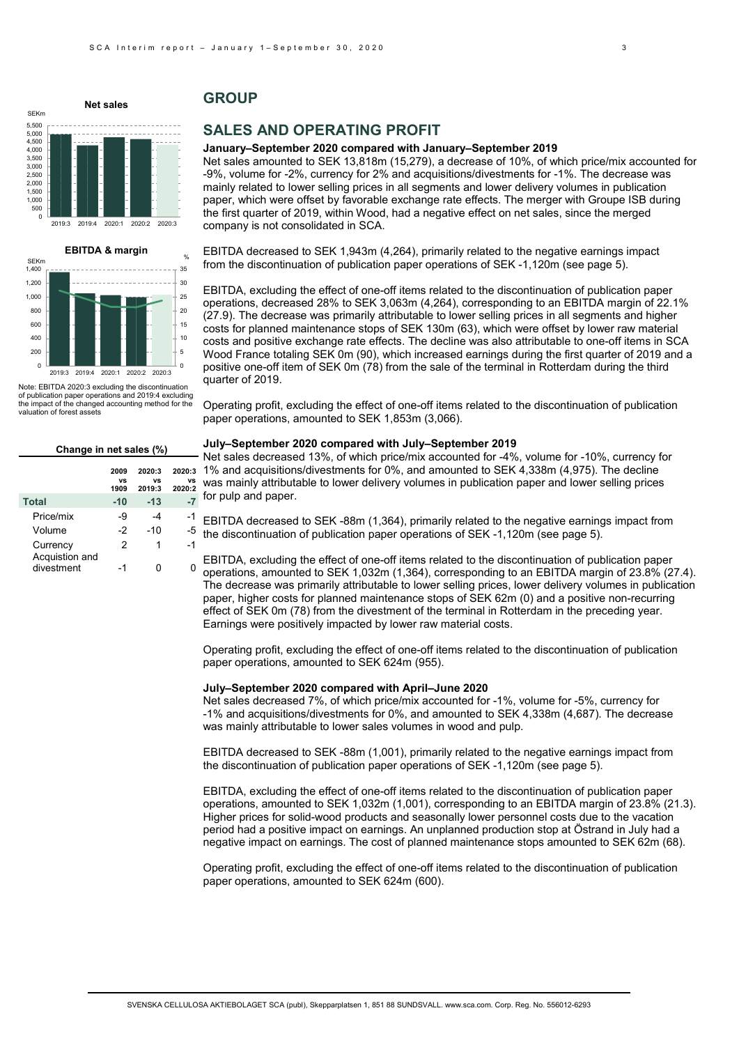# GROUP

## SALES AND OPERATING PROFIT

**January–September 2020 compared with January–September 2019**

Net sales amounted to SEK 13,818m (15,279), a decrease of 10%, of which price/mix accounted for -9%, volume for -2%, currency for 2% and acquisitions/divestments for -1%. The decrease was mainly related to lower selling prices in all segments and lower delivery volumes in publication paper, which were offset by favorable exchange rate effects. The merger with Groupe ISB during the first quarter of 2019, within Wood, had a negative effect on net sales, since the merged company is not consolidated in SCA.

EBITDA decreased to SEK 1,943m (4,264), primarily related to the negative earnings impact from the discontinuation of publication paper operations of SEK -1,120m (see page 5).

EBITDA, excluding the effect of one-off items related to the discontinuation of publication paper operations, decreased 28% to SEK 3,063m (4,264), corresponding to an EBITDA margin of 22.1% (27.9). The decrease was primarily attributable to lower selling prices in all segments and higher costs for planned maintenance stops of SEK 130m (63), which were offset by lower raw material costs and positive exchange rate effects. The decline was also attributable to one-off items in SCA Wood France totaling SEK 0m (90), which increased earnings during the first quarter of 2019 and a positive one-off item of SEK 0m (78) from the sale of the terminal in Rotterdam during the third quarter of 2019.

Operating profit, excluding the effect of one-off items related to the discontinuation of publication paper operations, amounted to SEK 1,853m (3,066).

**July–September 2020 compared with July–September 2019**

Net sales decreased 13%, of which price/mix accounted for -4%, volume for -10%, currency for 1% and acquisitions/divestments for 0%, and amounted to SEK 4,338m (4,975). The decline was mainly attributable to lower delivery volumes in publication paper and lower selling prices for pulp and paper.

EBITDA decreased to SEK -88m (1,364), primarily related to the negative earnings impact from the discontinuation of publication paper operations of SEK -1,120m (see page 5).

EBITDA, excluding the effect of one-off items related to the discontinuation of publication paper operations, amounted to SEK 1,032m (1,364), corresponding to an EBITDA margin of 23.8% (27.4). The decrease was primarily attributable to lower selling prices, lower delivery volumes in publication paper, higher costs for planned maintenance stops of SEK 62m (0) and a positive non-recurring effect of SEK 0m (78) from the divestment of the terminal in Rotterdam in the preceding year. Earnings were positively impacted by lower raw material costs.

Operating profit, excluding the effect of one-off items related to the discontinuation of publication paper operations, amounted to SEK 624m (955).

**July–September 2020 compared with April–June 2020**

Net sales decreased 7%, of which price/mix accounted for -1%, volume for -5%, currency for -1% and acquisitions/divestments for 0%, and amounted to SEK 4,338m (4,687). The decrease was mainly attributable to lower sales volumes in wood and pulp.

EBITDA decreased to SEK -88m (1,001), primarily related to the negative earnings impact from the discontinuation of publication paper operations of SEK -1,120m (see page 5).

EBITDA, excluding the effect of one-off items related to the discontinuation of publication paper operations, amounted to SEK 1,032m (1,001), corresponding to an EBITDA margin of 23.8% (21.3). Higher prices for solid-wood products and seasonally lower personnel costs due to the vacation period had a positive impact on earnings. An unplanned production stop at Östrand in July had a negative impact on earnings. The cost of planned maintenance stops amounted to SEK 62m (68).

Operating profit, excluding the effect of one-off items related to the discontinuation of publication paper operations, amounted to SEK 624m (600).

**Net sales**

SEKm

2019:3, 2019:4, 2020:1, 2020:2, 2020:3

**EBITDA & margin**

SEKm / %

2019:3, 2019:4, 2020:1, 2020:2, 2020:3

Note: EBITDA 2020:3 excluding the discontinuation of publication paper operations and 2019:4 excluding the impact of the changed accounting method for the valuation of forest assets

**Change in net sales (%)**

| | 2009 vs 1909 | 2020:3 vs 2019:3 | 2020:3 vs 2020:2 |
|---|---|---|---|
| **Total** | **-10** | **-13** | **-7** |
| Price/mix | -9 | -4 | -1 |
| Volume | -2 | -10 | -5 |
| Currency | 2 | 1 | -1 |
| Acquistion and divestment | -1 | 0 | 0 |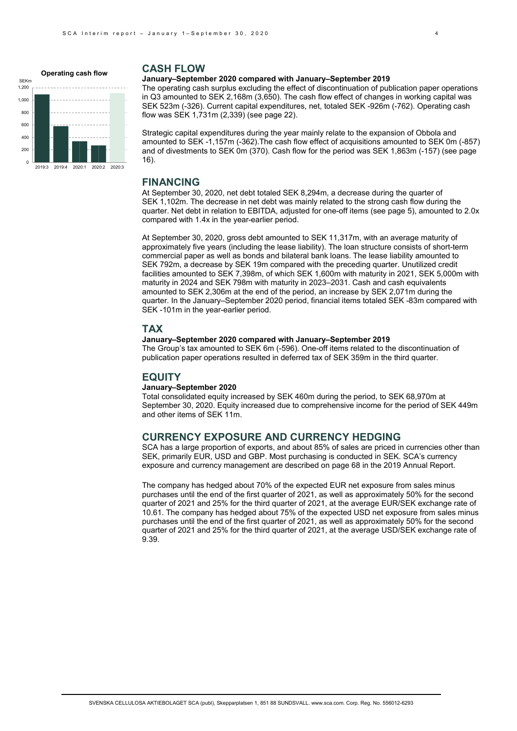**Operating cash flow**

SEKm

## CASH FLOW

**January–September 2020 compared with January–September 2019**

The operating cash surplus excluding the effect of discontinuation of publication paper operations in Q3 amounted to SEK 2,168m (3,650). The cash flow effect of changes in working capital was SEK 523m (-326). Current capital expenditures, net, totaled SEK -926m (-762). Operating cash flow was SEK 1,731m (2,339) (see page 22).

Strategic capital expenditures during the year mainly relate to the expansion of Obbola and amounted to SEK -1,157m (-362).The cash flow effect of acquisitions amounted to SEK 0m (-857) and of divestments to SEK 0m (370). Cash flow for the period was SEK 1,863m (-157) (see page 16).

## FINANCING

At September 30, 2020, net debt totaled SEK 8,294m, a decrease during the quarter of SEK 1,102m. The decrease in net debt was mainly related to the strong cash flow during the quarter. Net debt in relation to EBITDA, adjusted for one-off items (see page 5), amounted to 2.0x compared with 1.4x in the year-earlier period.

At September 30, 2020, gross debt amounted to SEK 11,317m, with an average maturity of approximately five years (including the lease liability). The loan structure consists of short-term commercial paper as well as bonds and bilateral bank loans. The lease liability amounted to SEK 792m, a decrease by SEK 19m compared with the preceding quarter. Unutilized credit facilities amounted to SEK 7,398m, of which SEK 1,600m with maturity in 2021, SEK 5,000m with maturity in 2024 and SEK 798m with maturity in 2023–2031. Cash and cash equivalents amounted to SEK 2,306m at the end of the period, an increase by SEK 2,071m during the quarter. In the January–September 2020 period, financial items totaled SEK -83m compared with SEK -101m in the year-earlier period.

## TAX

**January–September 2020 compared with January–September 2019**

The Group's tax amounted to SEK 6m (-596). One-off items related to the discontinuation of publication paper operations resulted in deferred tax of SEK 359m in the third quarter.

## EQUITY

**January–September 2020**

Total consolidated equity increased by SEK 460m during the period, to SEK 68,970m at September 30, 2020. Equity increased due to comprehensive income for the period of SEK 449m and other items of SEK 11m.

## CURRENCY EXPOSURE AND CURRENCY HEDGING

SCA has a large proportion of exports, and about 85% of sales are priced in currencies other than SEK, primarily EUR, USD and GBP. Most purchasing is conducted in SEK. SCA's currency exposure and currency management are described on page 68 in the 2019 Annual Report.

The company has hedged about 70% of the expected EUR net exposure from sales minus purchases until the end of the first quarter of 2021, as well as approximately 50% for the second quarter of 2021 and 25% for the third quarter of 2021, at the average EUR/SEK exchange rate of 10.61. The company has hedged about 75% of the expected USD net exposure from sales minus purchases until the end of the first quarter of 2021, as well as approximately 50% for the second quarter of 2021 and 25% for the third quarter of 2021, at the average USD/SEK exchange rate of 9.39.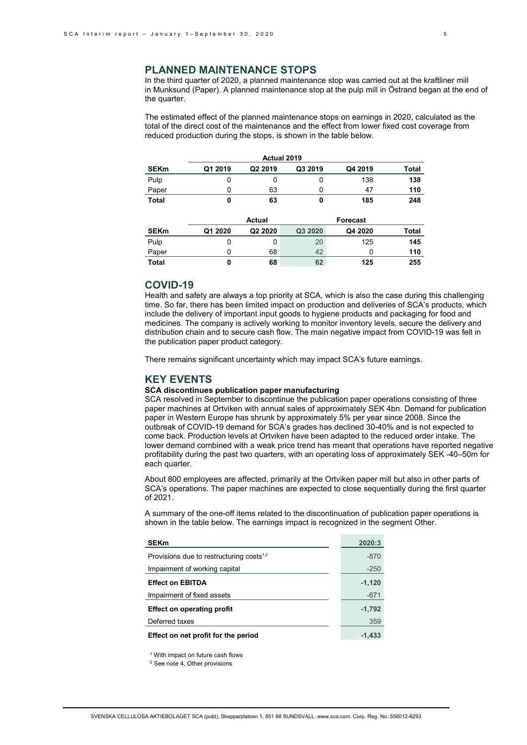## PLANNED MAINTENANCE STOPS

In the third quarter of 2020, a planned maintenance stop was carried out at the kraftliner mill in Munksund (Paper). A planned maintenance stop at the pulp mill in Östrand began at the end of the quarter.

The estimated effect of the planned maintenance stops on earnings in 2020, calculated as the total of the direct cost of the maintenance and the effect from lower fixed cost coverage from reduced production during the stops, is shown in the table below.

| | Actual 2019 | | | | |
|---|---|---|---|---|---|
| **SEKm** | **Q1 2019** | **Q2 2019** | **Q3 2019** | **Q4 2019** | **Total** |
| Pulp | 0 | 0 | 0 | 138 | **138** |
| Paper | 0 | 63 | 0 | 47 | **110** |
| **Total** | **0** | **63** | **0** | **185** | **248** |

| | Actual | | | Forecast | |
|---|---|---|---|---|---|
| **SEKm** | **Q1 2020** | **Q2 2020** | **Q3 2020** | **Q4 2020** | **Total** |
| Pulp | 0 | 0 | 20 | 125 | **145** |
| Paper | 0 | 68 | 42 | 0 | **110** |
| **Total** | **0** | **68** | **62** | **125** | **255** |

## COVID-19

Health and safety are always a top priority at SCA, which is also the case during this challenging time. So far, there has been limited impact on production and deliveries of SCA's products, which include the delivery of important input goods to hygiene products and packaging for food and medicines. The company is actively working to monitor inventory levels, secure the delivery and distribution chain and to secure cash flow. The main negative impact from COVID-19 was felt in the publication paper product category.

There remains significant uncertainty which may impact SCA's future earnings.

## KEY EVENTS

**SCA discontinues publication paper manufacturing**

SCA resolved in September to discontinue the publication paper operations consisting of three paper machines at Ortviken with annual sales of approximately SEK 4bn. Demand for publication paper in Western Europe has shrunk by approximately 5% per year since 2008. Since the outbreak of COVID-19 demand for SCA's grades has declined 30-40% and is not expected to come back. Production levels at Ortviken have been adapted to the reduced order intake. The lower demand combined with a weak price trend has meant that operations have reported negative profitability during the past two quarters, with an operating loss of approximately SEK -40–50m for each quarter.

About 800 employees are affected, primarily at the Ortviken paper mill but also in other parts of SCA's operations. The paper machines are expected to close sequentially during the first quarter of 2021.

A summary of the one-off items related to the discontinuation of publication paper operations is shown in the table below. The earnings impact is recognized in the segment Other.

| **SEKm** | **2020:3** |
|---|---|
| Provisions due to restructuring costs[1,2] | -870 |
| Impairment of working capital | -250 |
| **Effect on EBITDA** | **-1,120** |
| Impairment of fixed assets | -671 |
| **Effect on operating profit** | **-1,792** |
| Deferred taxes | 359 |
| **Effect on net profit for the period** | **-1,433** |

[1] With impact on future cash flows

[2] See note 4, Other provisions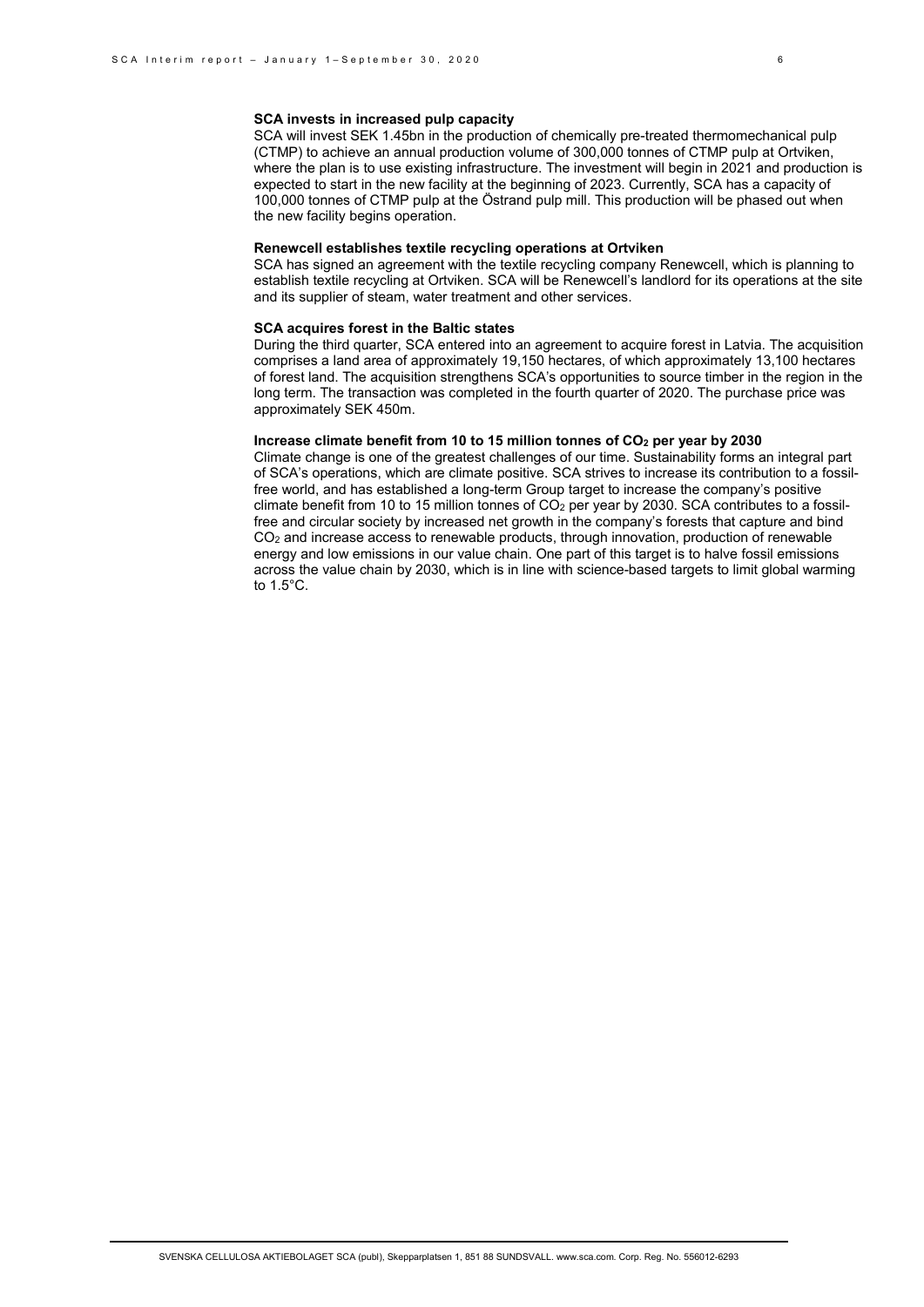### SCA invests in increased pulp capacity

SCA will invest SEK 1.45bn in the production of chemically pre-treated thermomechanical pulp (CTMP) to achieve an annual production volume of 300,000 tonnes of CTMP pulp at Ortviken, where the plan is to use existing infrastructure. The investment will begin in 2021 and production is expected to start in the new facility at the beginning of 2023. Currently, SCA has a capacity of 100,000 tonnes of CTMP pulp at the Östrand pulp mill. This production will be phased out when the new facility begins operation.

### Renewcell establishes textile recycling operations at Ortviken

SCA has signed an agreement with the textile recycling company Renewcell, which is planning to establish textile recycling at Ortviken. SCA will be Renewcell's landlord for its operations at the site and its supplier of steam, water treatment and other services.

### SCA acquires forest in the Baltic states

During the third quarter, SCA entered into an agreement to acquire forest in Latvia. The acquisition comprises a land area of approximately 19,150 hectares, of which approximately 13,100 hectares of forest land. The acquisition strengthens SCA's opportunities to source timber in the region in the long term. The transaction was completed in the fourth quarter of 2020. The purchase price was approximately SEK 450m.

### Increase climate benefit from 10 to 15 million tonnes of $CO_2$ per year by 2030

Climate change is one of the greatest challenges of our time. Sustainability forms an integral part of SCA's operations, which are climate positive. SCA strives to increase its contribution to a fossil-free world, and has established a long-term Group target to increase the company's positive climate benefit from 10 to 15 million tonnes of $CO_2$ per year by 2030. SCA contributes to a fossil-free and circular society by increased net growth in the company's forests that capture and bind $CO_2$ and increase access to renewable products, through innovation, production of renewable energy and low emissions in our value chain. One part of this target is to halve fossil emissions across the value chain by 2030, which is in line with science-based targets to limit global warming to 1.5°C.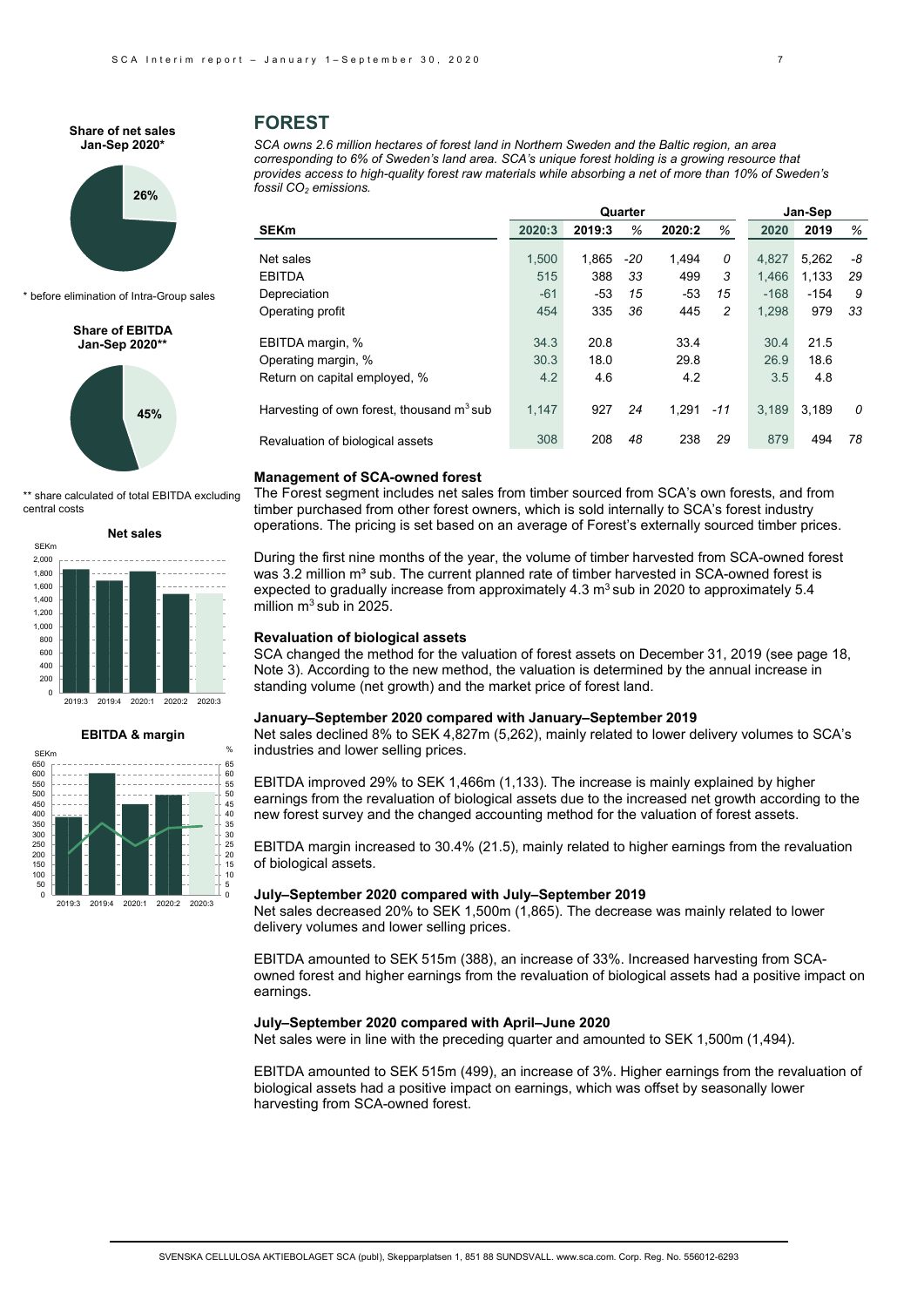## FOREST

*SCA owns 2.6 million hectares of forest land in Northern Sweden and the Baltic region, an area corresponding to 6% of Sweden's land area. SCA's unique forest holding is a growing resource that provides access to high-quality forest raw materials while absorbing a net of more than 10% of Sweden's fossil $CO_2$ emissions.*

**Share of net sales Jan-Sep 2020***

26%

\* before elimination of Intra-Group sales

**Share of EBITDA Jan-Sep 2020****

45%

** share calculated of total EBITDA excluding central costs

| SEKm | Quarter | | | | | Jan-Sep | | |
|---|---|---|---|---|---|---|---|---|
| | 2020:3 | 2019:3 | % | 2020:2 | % | 2020 | 2019 | % |
| Net sales | 1,500 | 1,865 | -20 | 1,494 | 0 | 4,827 | 5,262 | -8 |
| EBITDA | 515 | 388 | 33 | 499 | 3 | 1,466 | 1,133 | 29 |
| Depreciation | -61 | -53 | 15 | -53 | 15 | -168 | -154 | 9 |
| Operating profit | 454 | 335 | 36 | 445 | 2 | 1,298 | 979 | 33 |
| EBITDA margin, % | 34.3 | 20.8 | | 33.4 | | 30.4 | 21.5 | |
| Operating margin, % | 30.3 | 18.0 | | 29.8 | | 26.9 | 18.6 | |
| Return on capital employed, % | 4.2 | 4.6 | | 4.2 | | 3.5 | 4.8 | |
| Harvesting of own forest, thousand $m^3$ sub | 1,147 | 927 | 24 | 1,291 | -11 | 3,189 | 3,189 | 0 |
| Revaluation of biological assets | 308 | 208 | 48 | 238 | 29 | 879 | 494 | 78 |

**Net sales**

**EBITDA & margin**

### Management of SCA-owned forest

The Forest segment includes net sales from timber sourced from SCA's own forests, and from timber purchased from other forest owners, which is sold internally to SCA's forest industry operations. The pricing is set based on an average of Forest's externally sourced timber prices.

During the first nine months of the year, the volume of timber harvested from SCA-owned forest was 3.2 million m³ sub. The current planned rate of timber harvested in SCA-owned forest is expected to gradually increase from approximately 4.3 $m^3$ sub in 2020 to approximately 5.4 million $m^3$ sub in 2025.

### Revaluation of biological assets

SCA changed the method for the valuation of forest assets on December 31, 2019 (see page 18, Note 3). According to the new method, the valuation is determined by the annual increase in standing volume (net growth) and the market price of forest land.

### January–September 2020 compared with January–September 2019

Net sales declined 8% to SEK 4,827m (5,262), mainly related to lower delivery volumes to SCA's industries and lower selling prices.

EBITDA improved 29% to SEK 1,466m (1,133). The increase is mainly explained by higher earnings from the revaluation of biological assets due to the increased net growth according to the new forest survey and the changed accounting method for the valuation of forest assets.

EBITDA margin increased to 30.4% (21.5), mainly related to higher earnings from the revaluation of biological assets.

### July–September 2020 compared with July–September 2019

Net sales decreased 20% to SEK 1,500m (1,865). The decrease was mainly related to lower delivery volumes and lower selling prices.

EBITDA amounted to SEK 515m (388), an increase of 33%. Increased harvesting from SCA-owned forest and higher earnings from the revaluation of biological assets had a positive impact on earnings.

### July–September 2020 compared with April–June 2020

Net sales were in line with the preceding quarter and amounted to SEK 1,500m (1,494).

EBITDA amounted to SEK 515m (499), an increase of 3%. Higher earnings from the revaluation of biological assets had a positive impact on earnings, which was offset by seasonally lower harvesting from SCA-owned forest.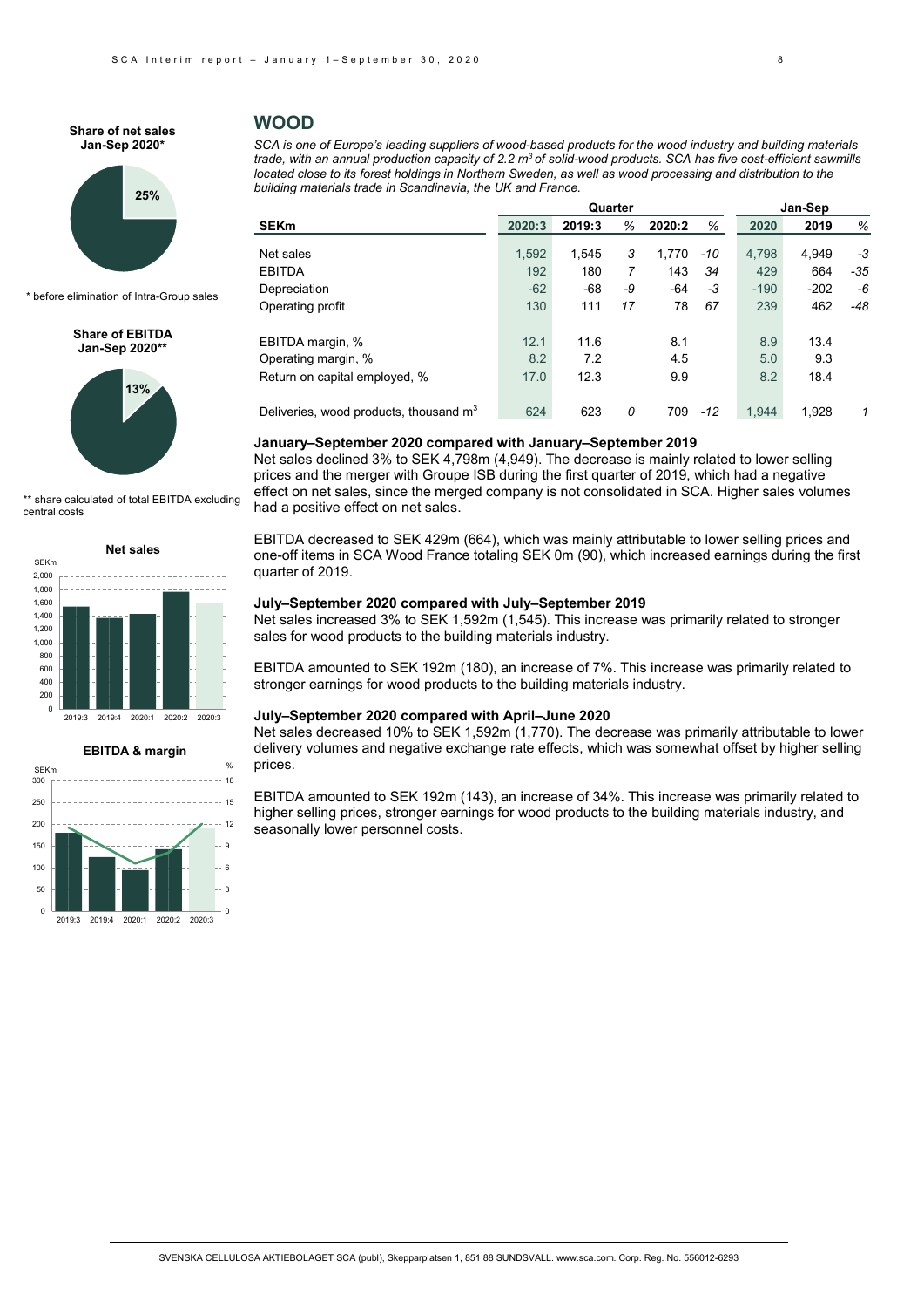## WOOD

*SCA is one of Europe's leading suppliers of wood-based products for the wood industry and building materials trade, with an annual production capacity of 2.2 m³ of solid-wood products. SCA has five cost-efficient sawmills located close to its forest holdings in Northern Sweden, as well as wood processing and distribution to the building materials trade in Scandinavia, the UK and France.*

| | Quarter | | | | | Jan-Sep | | |
|---|---|---|---|---|---|---|---|---|
| SEKm | 2020:3 | 2019:3 | % | 2020:2 | % | 2020 | 2019 | % |
| Net sales | 1,592 | 1,545 | 3 | 1,770 | -10 | 4,798 | 4,949 | -3 |
| EBITDA | 192 | 180 | 7 | 143 | 34 | 429 | 664 | -35 |
| Depreciation | -62 | -68 | -9 | -64 | -3 | -190 | -202 | -6 |
| Operating profit | 130 | 111 | 17 | 78 | 67 | 239 | 462 | -48 |
| EBITDA margin, % | 12.1 | 11.6 | | 8.1 | | 8.9 | 13.4 | |
| Operating margin, % | 8.2 | 7.2 | | 4.5 | | 5.0 | 9.3 | |
| Return on capital employed, % | 17.0 | 12.3 | | 9.9 | | 8.2 | 18.4 | |
| Deliveries, wood products, thousand m³ | 624 | 623 | 0 | 709 | -12 | 1,944 | 1,928 | 1 |

**Share of net sales Jan-Sep 2020***

25%

\* before elimination of Intra-Group sales

**Share of EBITDA Jan-Sep 2020****

13%

** share calculated of total EBITDA excluding central costs

**Net sales**

**EBITDA & margin**

### January–September 2020 compared with January–September 2019

Net sales declined 3% to SEK 4,798m (4,949). The decrease is mainly related to lower selling prices and the merger with Groupe ISB during the first quarter of 2019, which had a negative effect on net sales, since the merged company is not consolidated in SCA. Higher sales volumes had a positive effect on net sales.

EBITDA decreased to SEK 429m (664), which was mainly attributable to lower selling prices and one-off items in SCA Wood France totaling SEK 0m (90), which increased earnings during the first quarter of 2019.

### July–September 2020 compared with July–September 2019

Net sales increased 3% to SEK 1,592m (1,545). This increase was primarily related to stronger sales for wood products to the building materials industry.

EBITDA amounted to SEK 192m (180), an increase of 7%. This increase was primarily related to stronger earnings for wood products to the building materials industry.

### July–September 2020 compared with April–June 2020

Net sales decreased 10% to SEK 1,592m (1,770). The decrease was primarily attributable to lower delivery volumes and negative exchange rate effects, which was somewhat offset by higher selling prices.

EBITDA amounted to SEK 192m (143), an increase of 34%. This increase was primarily related to higher selling prices, stronger earnings for wood products to the building materials industry, and seasonally lower personnel costs.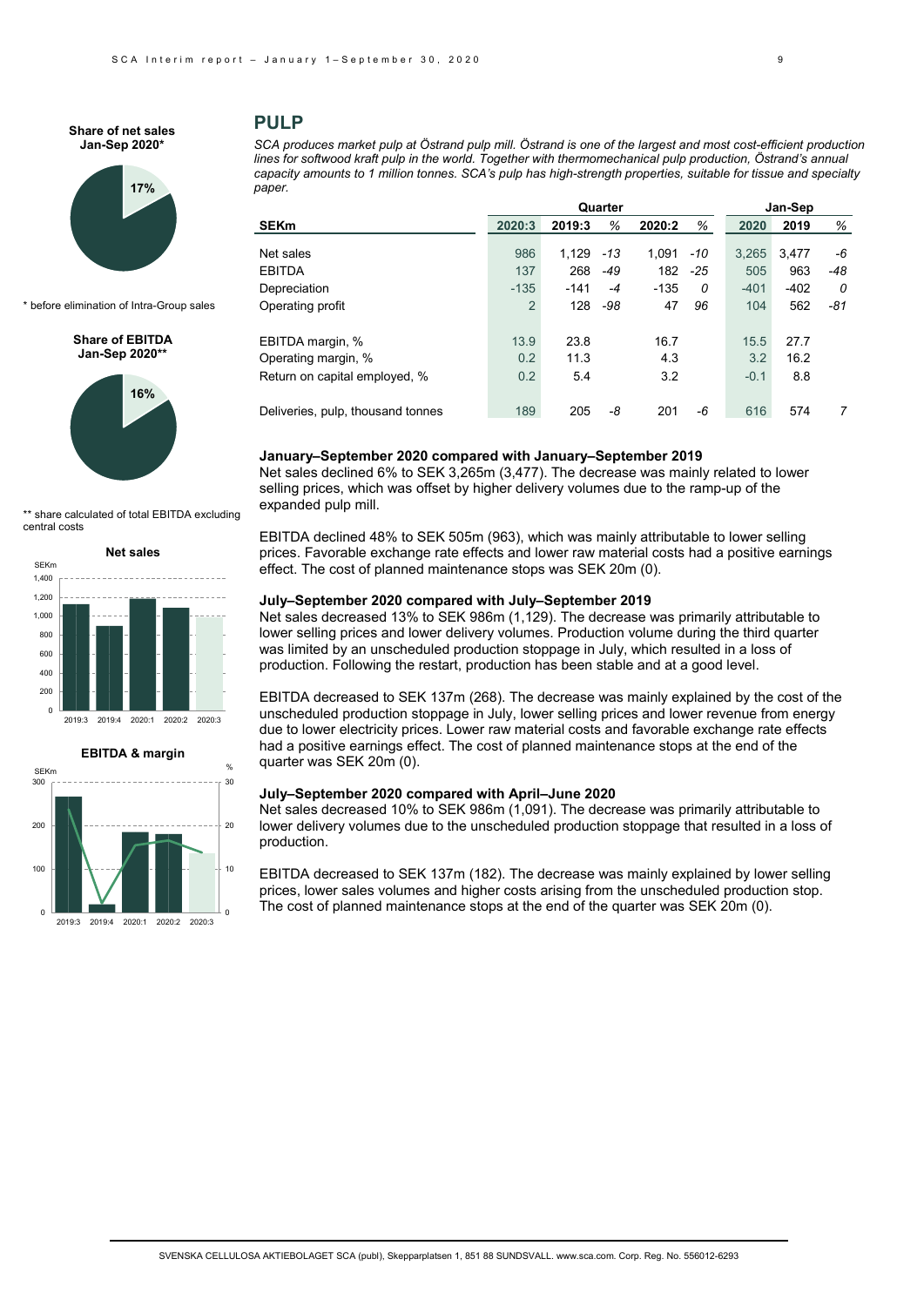## PULP

*SCA produces market pulp at Östrand pulp mill. Östrand is one of the largest and most cost-efficient production lines for softwood kraft pulp in the world. Together with thermomechanical pulp production, Östrand's annual capacity amounts to 1 million tonnes. SCA's pulp has high-strength properties, suitable for tissue and specialty paper.*

| SEKm | Quarter | | | | | Jan-Sep | | |
|---|---|---|---|---|---|---|---|---|
| | 2020:3 | 2019:3 | % | 2020:2 | % | 2020 | 2019 | % |
| Net sales | 986 | 1,129 | -13 | 1,091 | -10 | 3,265 | 3,477 | -6 |
| EBITDA | 137 | 268 | -49 | 182 | -25 | 505 | 963 | -48 |
| Depreciation | -135 | -141 | -4 | -135 | 0 | -401 | -402 | 0 |
| Operating profit | 2 | 128 | -98 | 47 | 96 | 104 | 562 | -81 |
| EBITDA margin, % | 13.9 | 23.8 | | 16.7 | | 15.5 | 27.7 | |
| Operating margin, % | 0.2 | 11.3 | | 4.3 | | 3.2 | 16.2 | |
| Return on capital employed, % | 0.2 | 5.4 | | 3.2 | | -0.1 | 8.8 | |
| Deliveries, pulp, thousand tonnes | 189 | 205 | -8 | 201 | -6 | 616 | 574 | 7 |

**Share of net sales Jan-Sep 2020***

17%

\* before elimination of Intra-Group sales

**Share of EBITDA Jan-Sep 2020****

16%

** share calculated of total EBITDA excluding central costs

**Net sales**

**EBITDA & margin**

**January–September 2020 compared with January–September 2019**

Net sales declined 6% to SEK 3,265m (3,477). The decrease was mainly related to lower selling prices, which was offset by higher delivery volumes due to the ramp-up of the expanded pulp mill.

EBITDA declined 48% to SEK 505m (963), which was mainly attributable to lower selling prices. Favorable exchange rate effects and lower raw material costs had a positive earnings effect. The cost of planned maintenance stops was SEK 20m (0).

**July–September 2020 compared with July–September 2019**

Net sales decreased 13% to SEK 986m (1,129). The decrease was primarily attributable to lower selling prices and lower delivery volumes. Production volume during the third quarter was limited by an unscheduled production stoppage in July, which resulted in a loss of production. Following the restart, production has been stable and at a good level.

EBITDA decreased to SEK 137m (268). The decrease was mainly explained by the cost of the unscheduled production stoppage in July, lower selling prices and lower revenue from energy due to lower electricity prices. Lower raw material costs and favorable exchange rate effects had a positive earnings effect. The cost of planned maintenance stops at the end of the quarter was SEK 20m (0).

**July–September 2020 compared with April–June 2020**

Net sales decreased 10% to SEK 986m (1,091). The decrease was primarily attributable to lower delivery volumes due to the unscheduled production stoppage that resulted in a loss of production.

EBITDA decreased to SEK 137m (182). The decrease was mainly explained by lower selling prices, lower sales volumes and higher costs arising from the unscheduled production stop. The cost of planned maintenance stops at the end of the quarter was SEK 20m (0).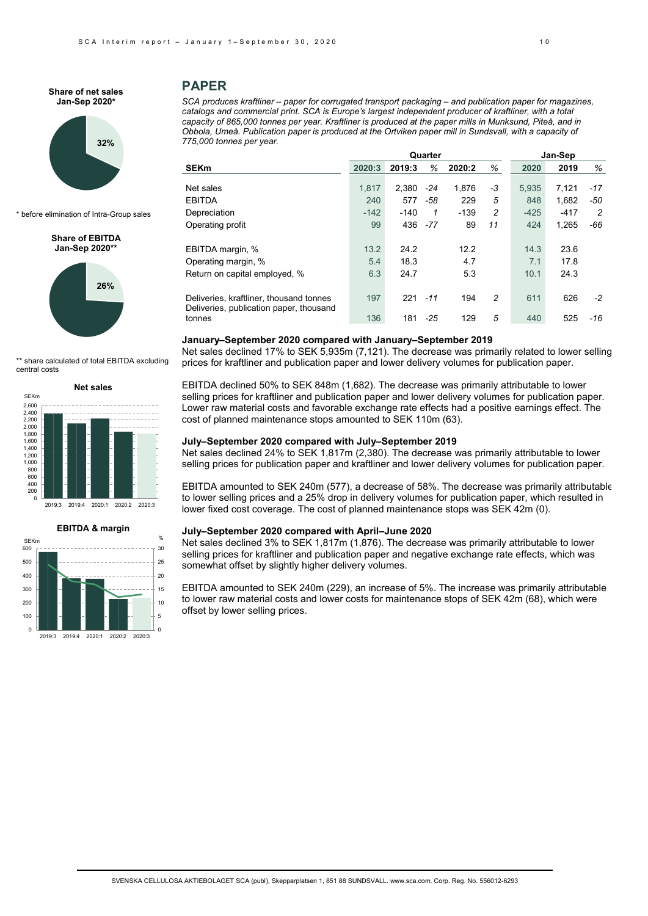**Share of net sales Jan-Sep 2020***

32%

* before elimination of Intra-Group sales

**Share of EBITDA Jan-Sep 2020****

26%

** share calculated of total EBITDA excluding central costs

**Net sales**

**EBITDA & margin**

## PAPER

*SCA produces kraftliner – paper for corrugated transport packaging – and publication paper for magazines, catalogs and commercial print. SCA is Europe's largest independent producer of kraftliner, with a total capacity of 865,000 tonnes per year. Kraftliner is produced at the paper mills in Munksund, Piteå, and in Obbola, Umeå. Publication paper is produced at the Ortviken paper mill in Sundsvall, with a capacity of 775,000 tonnes per year.*

| | Quarter | | | | | Jan-Sep | | |
|---|---|---|---|---|---|---|---|---|
| **SEKm** | **2020:3** | **2019:3** | *%* | **2020:2** | *%* | **2020** | **2019** | *%* |
| Net sales | 1,817 | 2,380 | *-24* | 1,876 | *-3* | 5,935 | 7,121 | *-17* |
| EBITDA | 240 | 577 | *-58* | 229 | *5* | 848 | 1,682 | *-50* |
| Depreciation | -142 | -140 | *1* | -139 | *2* | -425 | -417 | *2* |
| Operating profit | 99 | 436 | *-77* | 89 | *11* | 424 | 1,265 | *-66* |
| EBITDA margin, % | 13.2 | 24.2 | | 12.2 | | 14.3 | 23.6 | |
| Operating margin, % | 5.4 | 18.3 | | 4.7 | | 7.1 | 17.8 | |
| Return on capital employed, % | 6.3 | 24.7 | | 5.3 | | 10.1 | 24.3 | |
| Deliveries, kraftliner, thousand tonnes | 197 | 221 | *-11* | 194 | *2* | 611 | 626 | *-2* |
| Deliveries, publication paper, thousand tonnes | 136 | 181 | *-25* | 129 | *5* | 440 | 525 | *-16* |

### January–September 2020 compared with January–September 2019

Net sales declined 17% to SEK 5,935m (7,121). The decrease was primarily related to lower selling prices for kraftliner and publication paper and lower delivery volumes for publication paper.

EBITDA declined 50% to SEK 848m (1,682). The decrease was primarily attributable to lower selling prices for kraftliner and publication paper and lower delivery volumes for publication paper. Lower raw material costs and favorable exchange rate effects had a positive earnings effect. The cost of planned maintenance stops amounted to SEK 110m (63).

### July–September 2020 compared with July–September 2019

Net sales declined 24% to SEK 1,817m (2,380). The decrease was primarily attributable to lower selling prices for publication paper and kraftliner and lower delivery volumes for publication paper.

EBITDA amounted to SEK 240m (577), a decrease of 58%. The decrease was primarily attributable to lower selling prices and a 25% drop in delivery volumes for publication paper, which resulted in lower fixed cost coverage. The cost of planned maintenance stops was SEK 42m (0).

### July–September 2020 compared with April–June 2020

Net sales declined 3% to SEK 1,817m (1,876). The decrease was primarily attributable to lower selling prices for kraftliner and publication paper and negative exchange rate effects, which was somewhat offset by slightly higher delivery volumes.

EBITDA amounted to SEK 240m (229), an increase of 5%. The increase was primarily attributable to lower raw material costs and lower costs for maintenance stops of SEK 42m (68), which were offset by lower selling prices.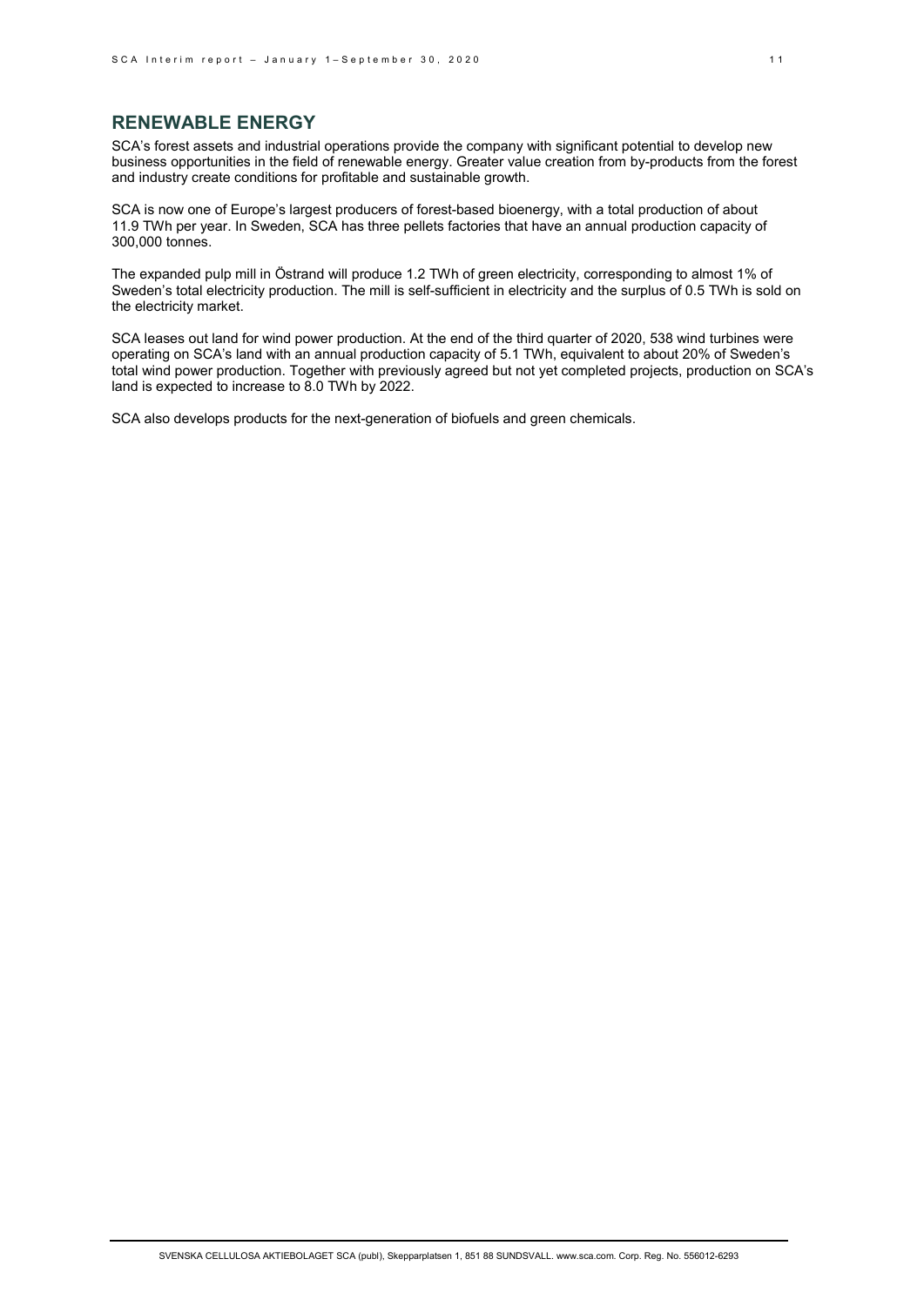## RENEWABLE ENERGY

SCA's forest assets and industrial operations provide the company with significant potential to develop new business opportunities in the field of renewable energy. Greater value creation from by-products from the forest and industry create conditions for profitable and sustainable growth.

SCA is now one of Europe's largest producers of forest-based bioenergy, with a total production of about 11.9 TWh per year. In Sweden, SCA has three pellets factories that have an annual production capacity of 300,000 tonnes.

The expanded pulp mill in Östrand will produce 1.2 TWh of green electricity, corresponding to almost 1% of Sweden's total electricity production. The mill is self-sufficient in electricity and the surplus of 0.5 TWh is sold on the electricity market.

SCA leases out land for wind power production. At the end of the third quarter of 2020, 538 wind turbines were operating on SCA's land with an annual production capacity of 5.1 TWh, equivalent to about 20% of Sweden's total wind power production. Together with previously agreed but not yet completed projects, production on SCA's land is expected to increase to 8.0 TWh by 2022.

SCA also develops products for the next-generation of biofuels and green chemicals.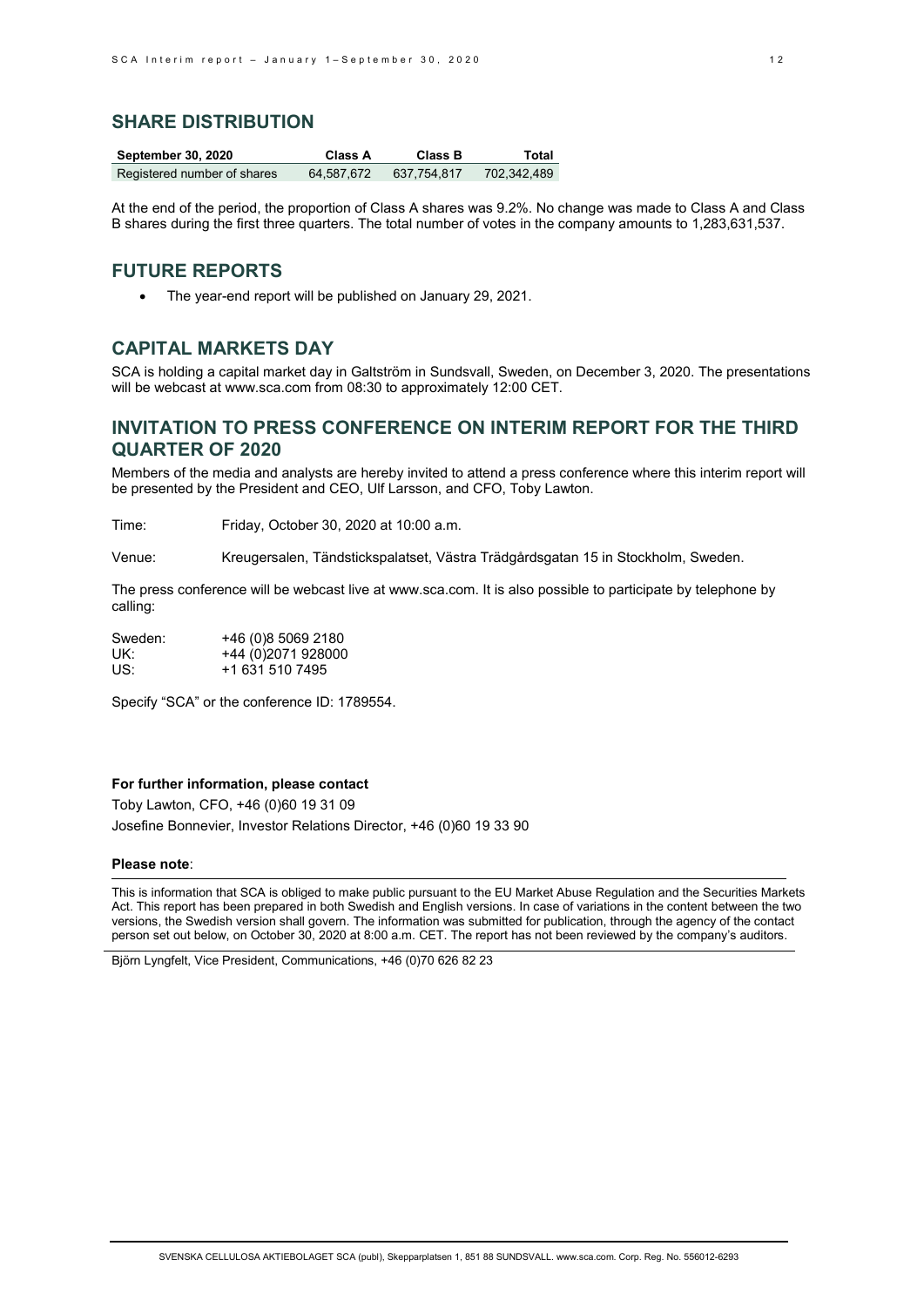## SHARE DISTRIBUTION

| September 30, 2020 | Class A | Class B | Total |
|---|---|---|---|
| Registered number of shares | 64,587,672 | 637,754,817 | 702,342,489 |

At the end of the period, the proportion of Class A shares was 9.2%. No change was made to Class A and Class B shares during the first three quarters. The total number of votes in the company amounts to 1,283,631,537.

## FUTURE REPORTS

- The year-end report will be published on January 29, 2021.

## CAPITAL MARKETS DAY

SCA is holding a capital market day in Galtström in Sundsvall, Sweden, on December 3, 2020. The presentations will be webcast at www.sca.com from 08:30 to approximately 12:00 CET.

## INVITATION TO PRESS CONFERENCE ON INTERIM REPORT FOR THE THIRD QUARTER OF 2020

Members of the media and analysts are hereby invited to attend a press conference where this interim report will be presented by the President and CEO, Ulf Larsson, and CFO, Toby Lawton.

Time: Friday, October 30, 2020 at 10:00 a.m.

Venue: Kreugersalen, Tändstickspalatset, Västra Trädgårdsgatan 15 in Stockholm, Sweden.

The press conference will be webcast live at www.sca.com. It is also possible to participate by telephone by calling:

Sweden: +46 (0)8 5069 2180
UK: +44 (0)2071 928000
US: +1 631 510 7495

Specify "SCA" or the conference ID: 1789554.

**For further information, please contact**

Toby Lawton, CFO, +46 (0)60 19 31 09

Josefine Bonnevier, Investor Relations Director, +46 (0)60 19 33 90

**Please note**:

This is information that SCA is obliged to make public pursuant to the EU Market Abuse Regulation and the Securities Markets Act. This report has been prepared in both Swedish and English versions. In case of variations in the content between the two versions, the Swedish version shall govern. The information was submitted for publication, through the agency of the contact person set out below, on October 30, 2020 at 8:00 a.m. CET. The report has not been reviewed by the company's auditors.

Björn Lyngfelt, Vice President, Communications, +46 (0)70 626 82 23

SVENSKA CELLULOSA AKTIEBOLAGET SCA (publ), Skepparplatsen 1, 851 88 SUNDSVALL. www.sca.com. Corp. Reg. No. 556012-6293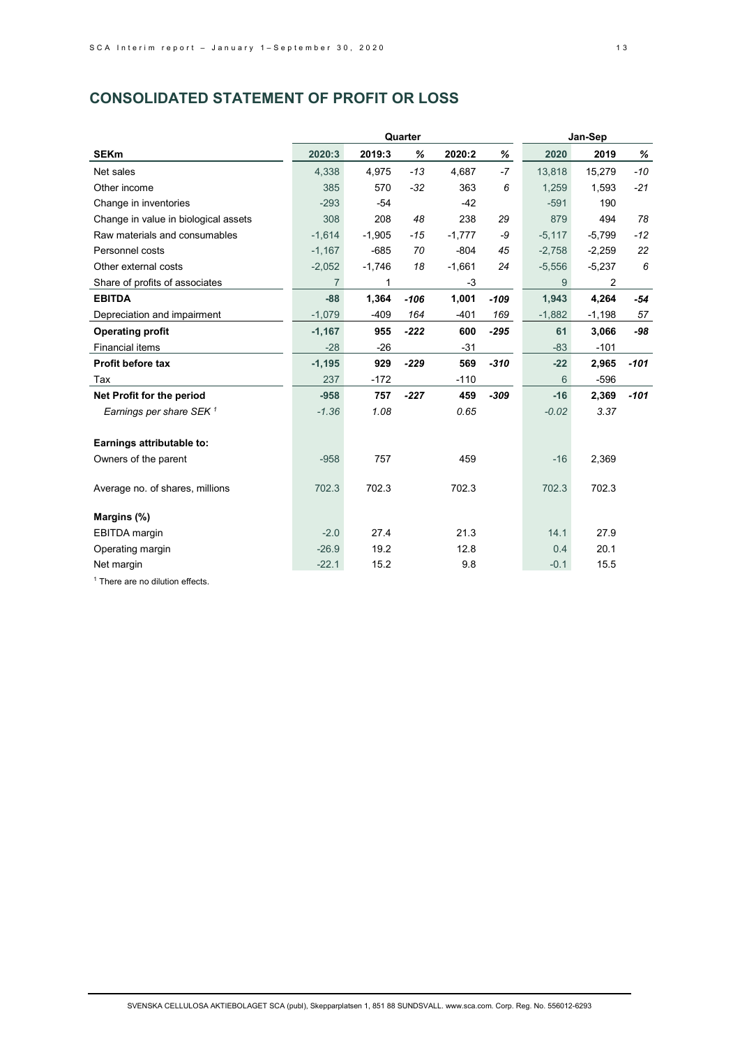## CONSOLIDATED STATEMENT OF PROFIT OR LOSS

| | Quarter | | | | | Jan-Sep | | |
|---|---|---|---|---|---|---|---|---|
| **SEKm** | **2020:3** | **2019:3** | **%** | **2020:2** | **%** | **2020** | **2019** | **%** |
| Net sales | 4,338 | 4,975 | -13 | 4,687 | -7 | 13,818 | 15,279 | -10 |
| Other income | 385 | 570 | -32 | 363 | 6 | 1,259 | 1,593 | -21 |
| Change in inventories | -293 | -54 | | -42 | | -591 | 190 | |
| Change in value in biological assets | 308 | 208 | 48 | 238 | 29 | 879 | 494 | 78 |
| Raw materials and consumables | -1,614 | -1,905 | -15 | -1,777 | -9 | -5,117 | -5,799 | -12 |
| Personnel costs | -1,167 | -685 | 70 | -804 | 45 | -2,758 | -2,259 | 22 |
| Other external costs | -2,052 | -1,746 | 18 | -1,661 | 24 | -5,556 | -5,237 | 6 |
| Share of profits of associates | 7 | 1 | | -3 | | 9 | 2 | |
| **EBITDA** | **-88** | **1,364** | ***-106*** | **1,001** | ***-109*** | **1,943** | **4,264** | ***-54*** |
| Depreciation and impairment | -1,079 | -409 | 164 | -401 | 169 | -1,882 | -1,198 | 57 |
| **Operating profit** | **-1,167** | **955** | ***-222*** | **600** | ***-295*** | **61** | **3,066** | ***-98*** |
| Financial items | -28 | -26 | | -31 | | -83 | -101 | |
| **Profit before tax** | **-1,195** | **929** | ***-229*** | **569** | ***-310*** | **-22** | **2,965** | ***-101*** |
| Tax | 237 | -172 | | -110 | | 6 | -596 | |
| **Net Profit for the period** | **-958** | **757** | ***-227*** | **459** | ***-309*** | **-16** | **2,369** | ***-101*** |
| *Earnings per share SEK [1]* | *-1.36* | *1.08* | | *0.65* | | *-0.02* | *3.37* | |
| | | | | | | | | |
| **Earnings attributable to:** | | | | | | | | |
| Owners of the parent | -958 | 757 | | 459 | | -16 | 2,369 | |
| | | | | | | | | |
| Average no. of shares, millions | 702.3 | 702.3 | | 702.3 | | 702.3 | 702.3 | |
| | | | | | | | | |
| **Margins (%)** | | | | | | | | |
| EBITDA margin | -2.0 | 27.4 | | 21.3 | | 14.1 | 27.9 | |
| Operating margin | -26.9 | 19.2 | | 12.8 | | 0.4 | 20.1 | |
| Net margin | -22.1 | 15.2 | | 9.8 | | -0.1 | 15.5 | |

[1] There are no dilution effects.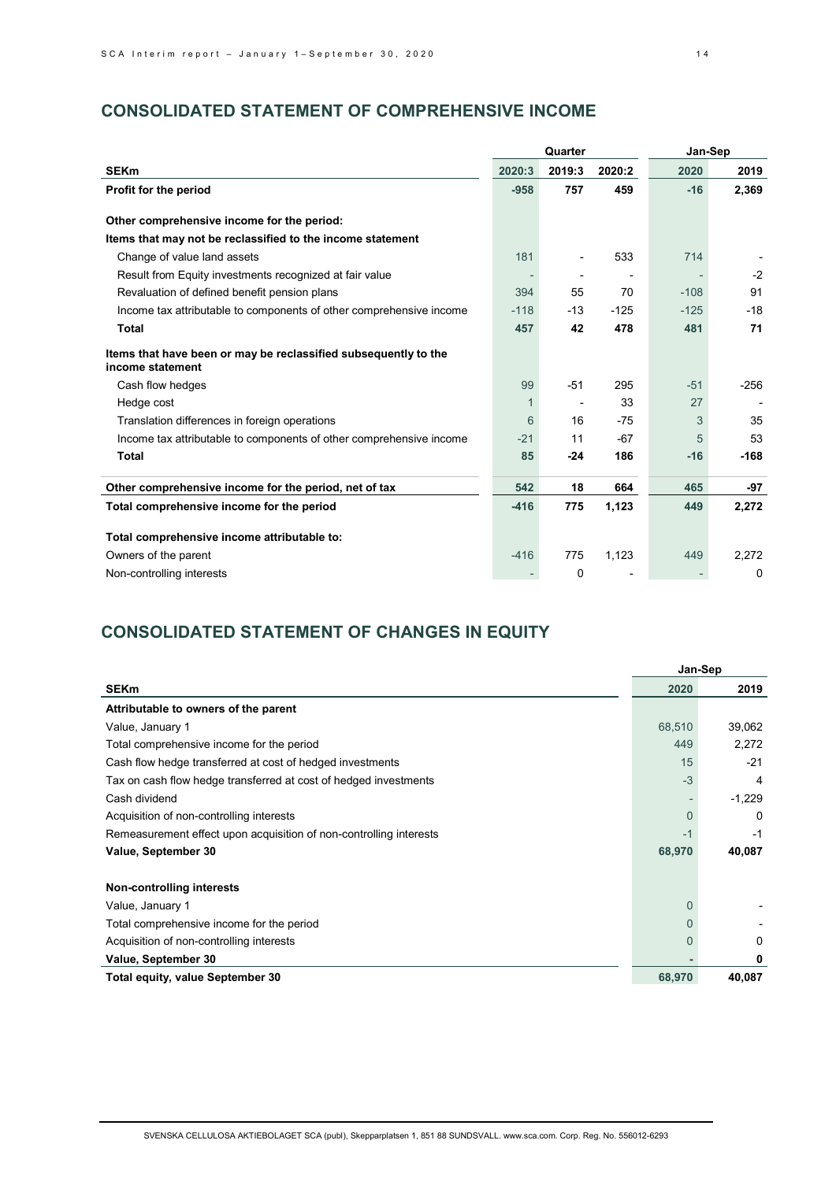## CONSOLIDATED STATEMENT OF COMPREHENSIVE INCOME

| | Quarter | | | Jan-Sep | |
|---|---|---|---|---|---|
| **SEKm** | **2020:3** | **2019:3** | **2020:2** | **2020** | **2019** |
| **Profit for the period** | **-958** | **757** | **459** | **-16** | **2,369** |
| **Other comprehensive income for the period:** | | | | | |
| **Items that may not be reclassified to the income statement** | | | | | |
| Change of value land assets | 181 | - | 533 | 714 | - |
| Result from Equity investments recognized at fair value | - | - | - | - | -2 |
| Revaluation of defined benefit pension plans | 394 | 55 | 70 | -108 | 91 |
| Income tax attributable to components of other comprehensive income | -118 | -13 | -125 | -125 | -18 |
| **Total** | **457** | **42** | **478** | **481** | **71** |
| **Items that have been or may be reclassified subsequently to the income statement** | | | | | |
| Cash flow hedges | 99 | -51 | 295 | -51 | -256 |
| Hedge cost | 1 | - | 33 | 27 | - |
| Translation differences in foreign operations | 6 | 16 | -75 | 3 | 35 |
| Income tax attributable to components of other comprehensive income | -21 | 11 | -67 | 5 | 53 |
| **Total** | **85** | **-24** | **186** | **-16** | **-168** |
| **Other comprehensive income for the period, net of tax** | **542** | **18** | **664** | **465** | **-97** |
| **Total comprehensive income for the period** | **-416** | **775** | **1,123** | **449** | **2,272** |
| **Total comprehensive income attributable to:** | | | | | |
| Owners of the parent | -416 | 775 | 1,123 | 449 | 2,272 |
| Non-controlling interests | - | 0 | - | - | 0 |

## CONSOLIDATED STATEMENT OF CHANGES IN EQUITY

| | Jan-Sep | |
|---|---|---|
| **SEKm** | **2020** | **2019** |
| **Attributable to owners of the parent** | | |
| Value, January 1 | 68,510 | 39,062 |
| Total comprehensive income for the period | 449 | 2,272 |
| Cash flow hedge transferred at cost of hedged investments | 15 | -21 |
| Tax on cash flow hedge transferred at cost of hedged investments | -3 | 4 |
| Cash dividend | - | -1,229 |
| Acquisition of non-controlling interests | 0 | 0 |
| Remeasurement effect upon acquisition of non-controlling interests | -1 | -1 |
| **Value, September 30** | **68,970** | **40,087** |
| **Non-controlling interests** | | |
| Value, January 1 | 0 | - |
| Total comprehensive income for the period | 0 | - |
| Acquisition of non-controlling interests | 0 | 0 |
| **Value, September 30** | **-** | **0** |
| **Total equity, value September 30** | **68,970** | **40,087** |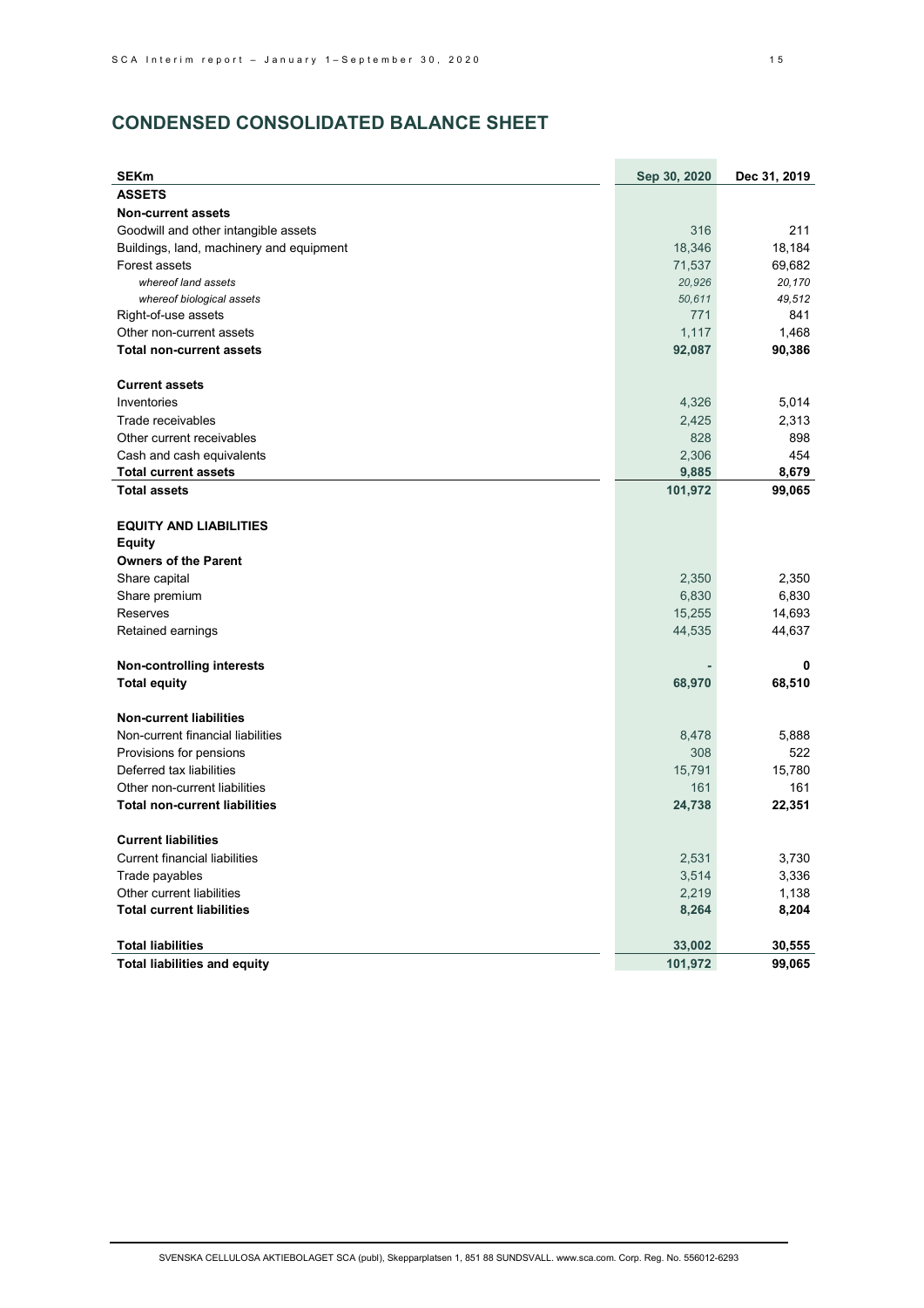## CONDENSED CONSOLIDATED BALANCE SHEET

| SEKm | Sep 30, 2020 | Dec 31, 2019 |
|---|---|---|
| **ASSETS** | | |
| **Non-current assets** | | |
| Goodwill and other intangible assets | 316 | 211 |
| Buildings, land, machinery and equipment | 18,346 | 18,184 |
| Forest assets | 71,537 | 69,682 |
| *whereof land assets* | *20,926* | *20,170* |
| *whereof biological assets* | *50,611* | *49,512* |
| Right-of-use assets | 771 | 841 |
| Other non-current assets | 1,117 | 1,468 |
| **Total non-current assets** | **92,087** | **90,386** |
| | | |
| **Current assets** | | |
| Inventories | 4,326 | 5,014 |
| Trade receivables | 2,425 | 2,313 |
| Other current receivables | 828 | 898 |
| Cash and cash equivalents | 2,306 | 454 |
| **Total current assets** | **9,885** | **8,679** |
| **Total assets** | **101,972** | **99,065** |
| | | |
| **EQUITY AND LIABILITIES** | | |
| **Equity** | | |
| **Owners of the Parent** | | |
| Share capital | 2,350 | 2,350 |
| Share premium | 6,830 | 6,830 |
| Reserves | 15,255 | 14,693 |
| Retained earnings | 44,535 | 44,637 |
| | | |
| **Non-controlling interests** | **-** | **0** |
| **Total equity** | **68,970** | **68,510** |
| | | |
| **Non-current liabilities** | | |
| Non-current financial liabilities | 8,478 | 5,888 |
| Provisions for pensions | 308 | 522 |
| Deferred tax liabilities | 15,791 | 15,780 |
| Other non-current liabilities | 161 | 161 |
| **Total non-current liabilities** | **24,738** | **22,351** |
| | | |
| **Current liabilities** | | |
| Current financial liabilities | 2,531 | 3,730 |
| Trade payables | 3,514 | 3,336 |
| Other current liabilities | 2,219 | 1,138 |
| **Total current liabilities** | **8,264** | **8,204** |
| | | |
| **Total liabilities** | **33,002** | **30,555** |
| **Total liabilities and equity** | **101,972** | **99,065** |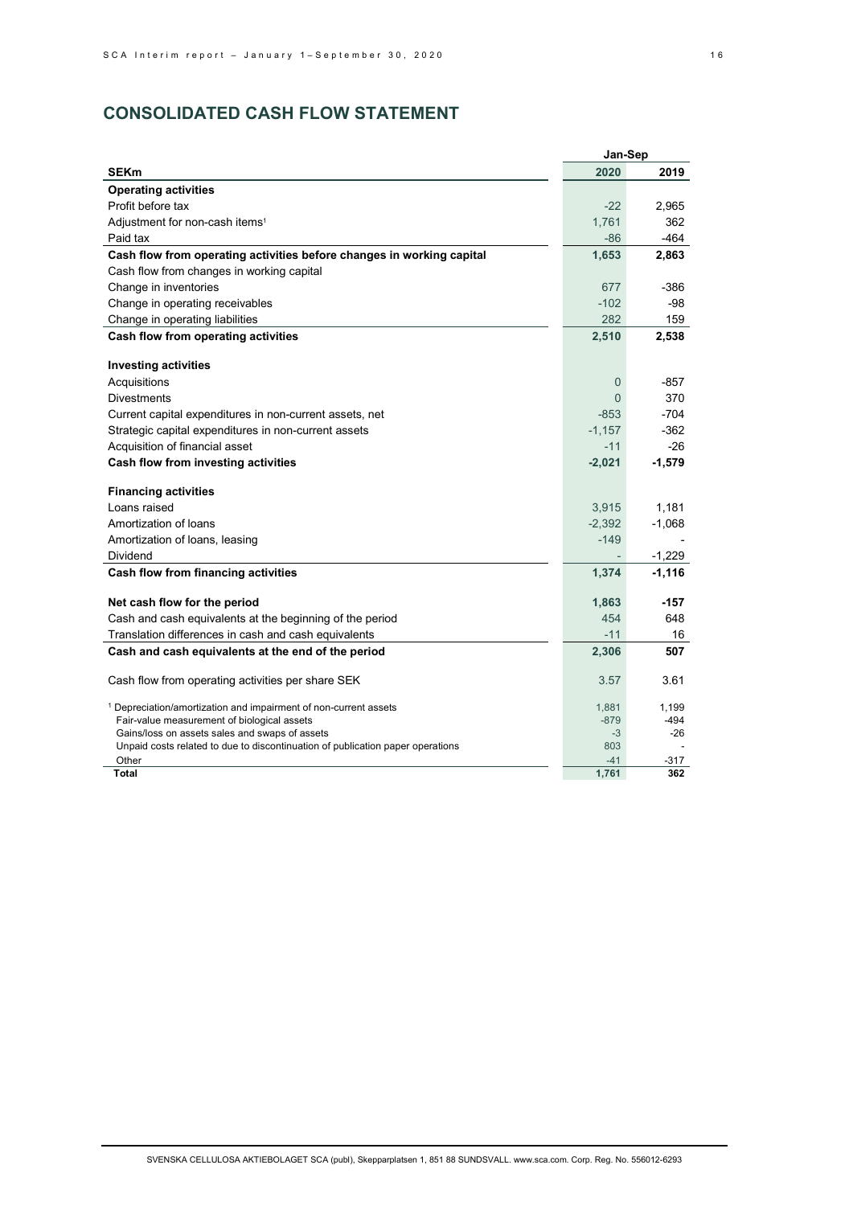## CONSOLIDATED CASH FLOW STATEMENT

| | Jan-Sep | |
|---|---|---|
| **SEKm** | **2020** | **2019** |
| **Operating activities** | | |
| Profit before tax | -22 | 2,965 |
| Adjustment for non-cash items[1] | 1,761 | 362 |
| Paid tax | -86 | -464 |
| **Cash flow from operating activities before changes in working capital** | **1,653** | **2,863** |
| Cash flow from changes in working capital | | |
| Change in inventories | 677 | -386 |
| Change in operating receivables | -102 | -98 |
| Change in operating liabilities | 282 | 159 |
| **Cash flow from operating activities** | **2,510** | **2,538** |
| | | |
| **Investing activities** | | |
| Acquisitions | 0 | -857 |
| Divestments | 0 | 370 |
| Current capital expenditures in non-current assets, net | -853 | -704 |
| Strategic capital expenditures in non-current assets | -1,157 | -362 |
| Acquisition of financial asset | -11 | -26 |
| **Cash flow from investing activities** | **-2,021** | **-1,579** |
| | | |
| **Financing activities** | | |
| Loans raised | 3,915 | 1,181 |
| Amortization of loans | -2,392 | -1,068 |
| Amortization of loans, leasing | -149 | - |
| Dividend | - | -1,229 |
| **Cash flow from financing activities** | **1,374** | **-1,116** |
| | | |
| **Net cash flow for the period** | **1,863** | **-157** |
| Cash and cash equivalents at the beginning of the period | 454 | 648 |
| Translation differences in cash and cash equivalents | -11 | 16 |
| **Cash and cash equivalents at the end of the period** | **2,306** | **507** |
| | | |
| Cash flow from operating activities per share SEK | 3.57 | 3.61 |
| | | |
| [1] Depreciation/amortization and impairment of non-current assets | 1,881 | 1,199 |
| Fair-value measurement of biological assets | -879 | -494 |
| Gains/loss on assets sales and swaps of assets | -3 | -26 |
| Unpaid costs related to due to discontinuation of publication paper operations | 803 | - |
| Other | -41 | -317 |
| **Total** | **1,761** | **362** |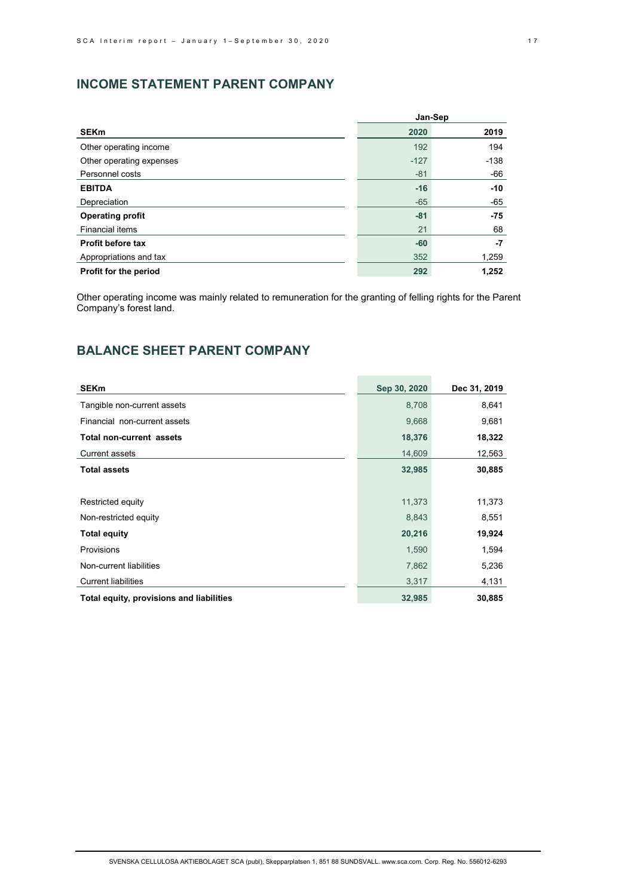## INCOME STATEMENT PARENT COMPANY

| | Jan-Sep | |
|---|---|---|
| **SEKm** | **2020** | **2019** |
| Other operating income | 192 | 194 |
| Other operating expenses | -127 | -138 |
| Personnel costs | -81 | -66 |
| **EBITDA** | **-16** | **-10** |
| Depreciation | -65 | -65 |
| **Operating profit** | **-81** | **-75** |
| Financial items | 21 | 68 |
| **Profit before tax** | **-60** | **-7** |
| Appropriations and tax | 352 | 1,259 |
| **Profit for the period** | **292** | **1,252** |

Other operating income was mainly related to remuneration for the granting of felling rights for the Parent Company's forest land.

## BALANCE SHEET PARENT COMPANY

| SEKm | Sep 30, 2020 | Dec 31, 2019 |
|---|---|---|
| Tangible non-current assets | 8,708 | 8,641 |
| Financial non-current assets | 9,668 | 9,681 |
| **Total non-current assets** | **18,376** | **18,322** |
| Current assets | 14,609 | 12,563 |
| **Total assets** | **32,985** | **30,885** |
| | | |
| Restricted equity | 11,373 | 11,373 |
| Non-restricted equity | 8,843 | 8,551 |
| **Total equity** | **20,216** | **19,924** |
| Provisions | 1,590 | 1,594 |
| Non-current liabilities | 7,862 | 5,236 |
| Current liabilities | 3,317 | 4,131 |
| **Total equity, provisions and liabilities** | **32,985** | **30,885** |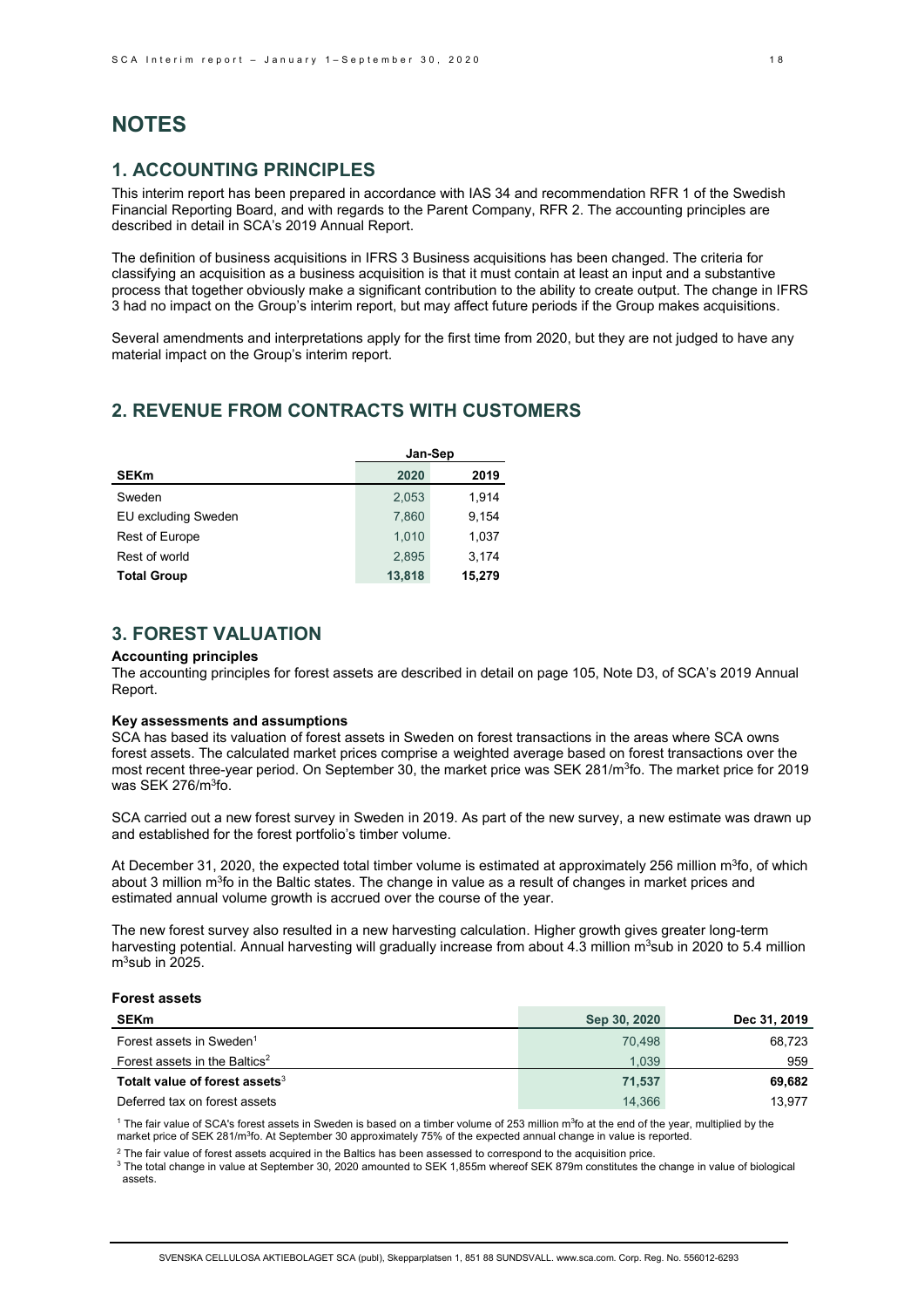# NOTES

## 1. ACCOUNTING PRINCIPLES

This interim report has been prepared in accordance with IAS 34 and recommendation RFR 1 of the Swedish Financial Reporting Board, and with regards to the Parent Company, RFR 2. The accounting principles are described in detail in SCA's 2019 Annual Report.

The definition of business acquisitions in IFRS 3 Business acquisitions has been changed. The criteria for classifying an acquisition as a business acquisition is that it must contain at least an input and a substantive process that together obviously make a significant contribution to the ability to create output. The change in IFRS 3 had no impact on the Group's interim report, but may affect future periods if the Group makes acquisitions.

Several amendments and interpretations apply for the first time from 2020, but they are not judged to have any material impact on the Group's interim report.

## 2. REVENUE FROM CONTRACTS WITH CUSTOMERS

| | Jan-Sep | |
|---|---|---|
| **SEKm** | **2020** | **2019** |
| Sweden | 2,053 | 1,914 |
| EU excluding Sweden | 7,860 | 9,154 |
| Rest of Europe | 1,010 | 1,037 |
| Rest of world | 2,895 | 3,174 |
| **Total Group** | **13,818** | **15,279** |

## 3. FOREST VALUATION

**Accounting principles**

The accounting principles for forest assets are described in detail on page 105, Note D3, of SCA's 2019 Annual Report.

**Key assessments and assumptions**

SCA has based its valuation of forest assets in Sweden on forest transactions in the areas where SCA owns forest assets. The calculated market prices comprise a weighted average based on forest transactions over the most recent three-year period. On September 30, the market price was SEK 281/$m^3$fo. The market price for 2019 was SEK 276/$m^3$fo.

SCA carried out a new forest survey in Sweden in 2019. As part of the new survey, a new estimate was drawn up and established for the forest portfolio's timber volume.

At December 31, 2020, the expected total timber volume is estimated at approximately 256 million $m^3$fo, of which about 3 million $m^3$fo in the Baltic states. The change in value as a result of changes in market prices and estimated annual volume growth is accrued over the course of the year.

The new forest survey also resulted in a new harvesting calculation. Higher growth gives greater long-term harvesting potential. Annual harvesting will gradually increase from about 4.3 million $m^3$sub in 2020 to 5.4 million $m^3$sub in 2025.

**Forest assets**

| SEKm | Sep 30, 2020 | Dec 31, 2019 |
|---|---|---|
| Forest assets in Sweden[1] | 70,498 | 68,723 |
| Forest assets in the Baltics[2] | 1,039 | 959 |
| **Totalt value of forest assets**[3] | **71,537** | **69,682** |
| Deferred tax on forest assets | 14,366 | 13,977 |

[1] The fair value of SCA's forest assets in Sweden is based on a timber volume of 253 million $m^3$fo at the end of the year, multiplied by the market price of SEK 281/$m^3$fo. At September 30 approximately 75% of the expected annual change in value is reported.

[2] The fair value of forest assets acquired in the Baltics has been assessed to correspond to the acquisition price.

[3] The total change in value at September 30, 2020 amounted to SEK 1,855m whereof SEK 879m constitutes the change in value of biological assets.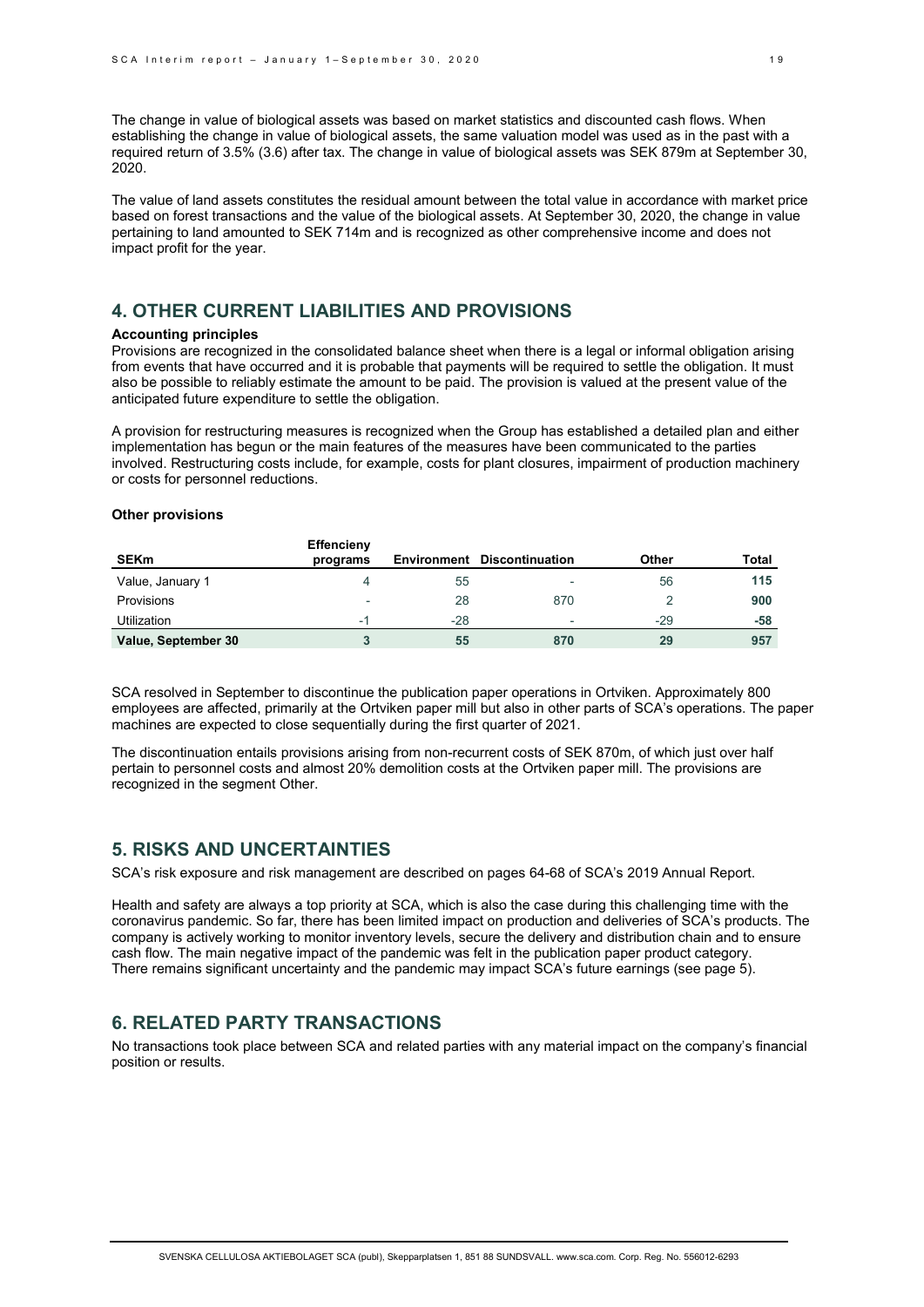The change in value of biological assets was based on market statistics and discounted cash flows. When establishing the change in value of biological assets, the same valuation model was used as in the past with a required return of 3.5% (3.6) after tax. The change in value of biological assets was SEK 879m at September 30, 2020.

The value of land assets constitutes the residual amount between the total value in accordance with market price based on forest transactions and the value of the biological assets. At September 30, 2020, the change in value pertaining to land amounted to SEK 714m and is recognized as other comprehensive income and does not impact profit for the year.

## 4. OTHER CURRENT LIABILITIES AND PROVISIONS

**Accounting principles**

Provisions are recognized in the consolidated balance sheet when there is a legal or informal obligation arising from events that have occurred and it is probable that payments will be required to settle the obligation. It must also be possible to reliably estimate the amount to be paid. The provision is valued at the present value of the anticipated future expenditure to settle the obligation.

A provision for restructuring measures is recognized when the Group has established a detailed plan and either implementation has begun or the main features of the measures have been communicated to the parties involved. Restructuring costs include, for example, costs for plant closures, impairment of production machinery or costs for personnel reductions.

**Other provisions**

| SEKm | Effencieny programs | Environment | Discontinuation | Other | Total |
|---|---|---|---|---|---|
| Value, January 1 | 4 | 55 | - | 56 | **115** |
| Provisions | - | 28 | 870 | 2 | **900** |
| Utilization | -1 | -28 | - | -29 | **-58** |
| **Value, September 30** | **3** | **55** | **870** | **29** | **957** |

SCA resolved in September to discontinue the publication paper operations in Ortviken. Approximately 800 employees are affected, primarily at the Ortviken paper mill but also in other parts of SCA's operations. The paper machines are expected to close sequentially during the first quarter of 2021.

The discontinuation entails provisions arising from non-recurrent costs of SEK 870m, of which just over half pertain to personnel costs and almost 20% demolition costs at the Ortviken paper mill. The provisions are recognized in the segment Other.

## 5. RISKS AND UNCERTAINTIES

SCA's risk exposure and risk management are described on pages 64-68 of SCA's 2019 Annual Report.

Health and safety are always a top priority at SCA, which is also the case during this challenging time with the coronavirus pandemic. So far, there has been limited impact on production and deliveries of SCA's products. The company is actively working to monitor inventory levels, secure the delivery and distribution chain and to ensure cash flow. The main negative impact of the pandemic was felt in the publication paper product category. There remains significant uncertainty and the pandemic may impact SCA's future earnings (see page 5).

## 6. RELATED PARTY TRANSACTIONS

No transactions took place between SCA and related parties with any material impact on the company's financial position or results.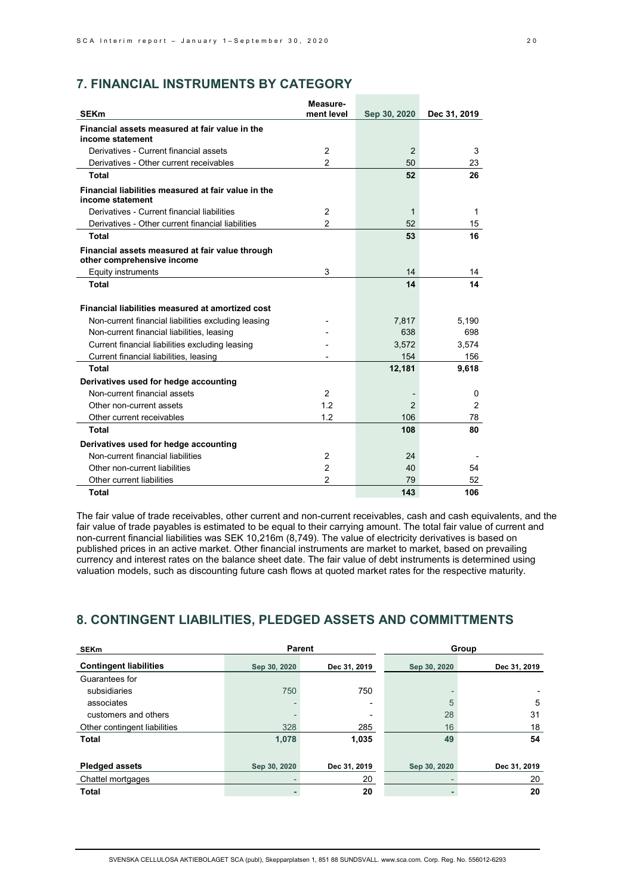## 7. FINANCIAL INSTRUMENTS BY CATEGORY

| SEKm | Measure-ment level | Sep 30, 2020 | Dec 31, 2019 |
|---|---|---|---|
| **Financial assets measured at fair value in the income statement** | | | |
| Derivatives - Current financial assets | 2 | 2 | 3 |
| Derivatives - Other current receivables | 2 | 50 | 23 |
| **Total** | | **52** | **26** |
| **Financial liabilities measured at fair value in the income statement** | | | |
| Derivatives - Current financial liabilities | 2 | 1 | 1 |
| Derivatives - Other current financial liabilities | 2 | 52 | 15 |
| **Total** | | **53** | **16** |
| **Financial assets measured at fair value through other comprehensive income** | | | |
| Equity instruments | 3 | 14 | 14 |
| **Total** | | **14** | **14** |
| **Financial liabilities measured at amortized cost** | | | |
| Non-current financial liabilities excluding leasing | - | 7,817 | 5,190 |
| Non-current financial liabilities, leasing | - | 638 | 698 |
| Current financial liabilities excluding leasing | - | 3,572 | 3,574 |
| Current financial liabilities, leasing | - | 154 | 156 |
| **Total** | | **12,181** | **9,618** |
| **Derivatives used for hedge accounting** | | | |
| Non-current financial assets | 2 | - | 0 |
| Other non-current assets | 1.2 | 2 | 2 |
| Other current receivables | 1.2 | 106 | 78 |
| **Total** | | **108** | **80** |
| **Derivatives used for hedge accounting** | | | |
| Non-current financial liabilities | 2 | 24 | - |
| Other non-current liabilities | 2 | 40 | 54 |
| Other current liabilities | 2 | 79 | 52 |
| **Total** | | **143** | **106** |

The fair value of trade receivables, other current and non-current receivables, cash and cash equivalents, and the fair value of trade payables is estimated to be equal to their carrying amount. The total fair value of current and non-current financial liabilities was SEK 10,216m (8,749). The value of electricity derivatives is based on published prices in an active market. Other financial instruments are market to market, based on prevailing currency and interest rates on the balance sheet date. The fair value of debt instruments is determined using valuation models, such as discounting future cash flows at quoted market rates for the respective maturity.

## 8. CONTINGENT LIABILITIES, PLEDGED ASSETS AND COMMITTMENTS

| SEKm | Parent | | Group | |
|---|---|---|---|---|
| **Contingent liabilities** | Sep 30, 2020 | Dec 31, 2019 | Sep 30, 2020 | Dec 31, 2019 |
| Guarantees for | | | | |
| subsidiaries | 750 | 750 | - | - |
| associates | - | - | 5 | 5 |
| customers and others | - | - | 28 | 31 |
| Other contingent liabilities | 328 | 285 | 16 | 18 |
| **Total** | **1,078** | **1,035** | **49** | **54** |

| **Pledged assets** | Sep 30, 2020 | Dec 31, 2019 | Sep 30, 2020 | Dec 31, 2019 |
|---|---|---|---|---|
| Chattel mortgages | - | 20 | - | 20 |
| **Total** | **-** | **20** | **-** | **20** |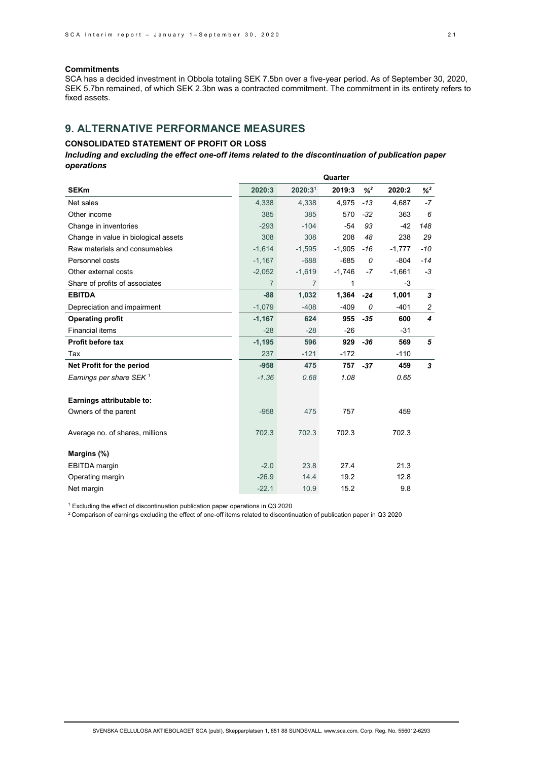**Commitments**

SCA has a decided investment in Obbola totaling SEK 7.5bn over a five-year period. As of September 30, 2020, SEK 5.7bn remained, of which SEK 2.3bn was a contracted commitment. The commitment in its entirety refers to fixed assets.

## 9. ALTERNATIVE PERFORMANCE MEASURES

### CONSOLIDATED STATEMENT OF PROFIT OR LOSS

***Including and excluding the effect one-off items related to the discontinuation of publication paper operations***

| | Quarter | | | | | |
|---|---|---|---|---|---|---|
| **SEKm** | **2020:3** | **2020:3[1]** | **2019:3** | **%[2]** | **2020:2** | **%[2]** |
| Net sales | 4,338 | 4,338 | 4,975 | *-13* | 4,687 | *-7* |
| Other income | 385 | 385 | 570 | *-32* | 363 | *6* |
| Change in inventories | -293 | -104 | -54 | *93* | -42 | *148* |
| Change in value in biological assets | 308 | 308 | 208 | *48* | 238 | *29* |
| Raw materials and consumables | -1,614 | -1,595 | -1,905 | *-16* | -1,777 | *-10* |
| Personnel costs | -1,167 | -688 | -685 | *0* | -804 | *-14* |
| Other external costs | -2,052 | -1,619 | -1,746 | *-7* | -1,661 | *-3* |
| Share of profits of associates | 7 | 7 | 1 | | -3 | |
| **EBITDA** | **-88** | **1,032** | **1,364** | ***-24*** | **1,001** | ***3*** |
| Depreciation and impairment | -1,079 | -408 | -409 | *0* | -401 | *2* |
| **Operating profit** | **-1,167** | **624** | **955** | ***-35*** | **600** | ***4*** |
| Financial items | -28 | -28 | -26 | | -31 | |
| **Profit before tax** | **-1,195** | **596** | **929** | ***-36*** | **569** | ***5*** |
| Tax | 237 | -121 | -172 | | -110 | |
| **Net Profit for the period** | **-958** | **475** | **757** | ***-37*** | **459** | ***3*** |
| *Earnings per share SEK [1]* | *-1.36* | *0.68* | *1.08* | | *0.65* | |
| | | | | | | |
| **Earnings attributable to:** | | | | | | |
| Owners of the parent | -958 | 475 | 757 | | 459 | |
| | | | | | | |
| Average no. of shares, millions | 702.3 | 702.3 | 702.3 | | 702.3 | |
| | | | | | | |
| **Margins (%)** | | | | | | |
| EBITDA margin | -2.0 | 23.8 | 27.4 | | 21.3 | |
| Operating margin | -26.9 | 14.4 | 19.2 | | 12.8 | |
| Net margin | -22.1 | 10.9 | 15.2 | | 9.8 | |

[1] Excluding the effect of discontinuation publication paper operations in Q3 2020

[2] Comparison of earnings excluding the effect of one-off items related to discontinuation of publication paper in Q3 2020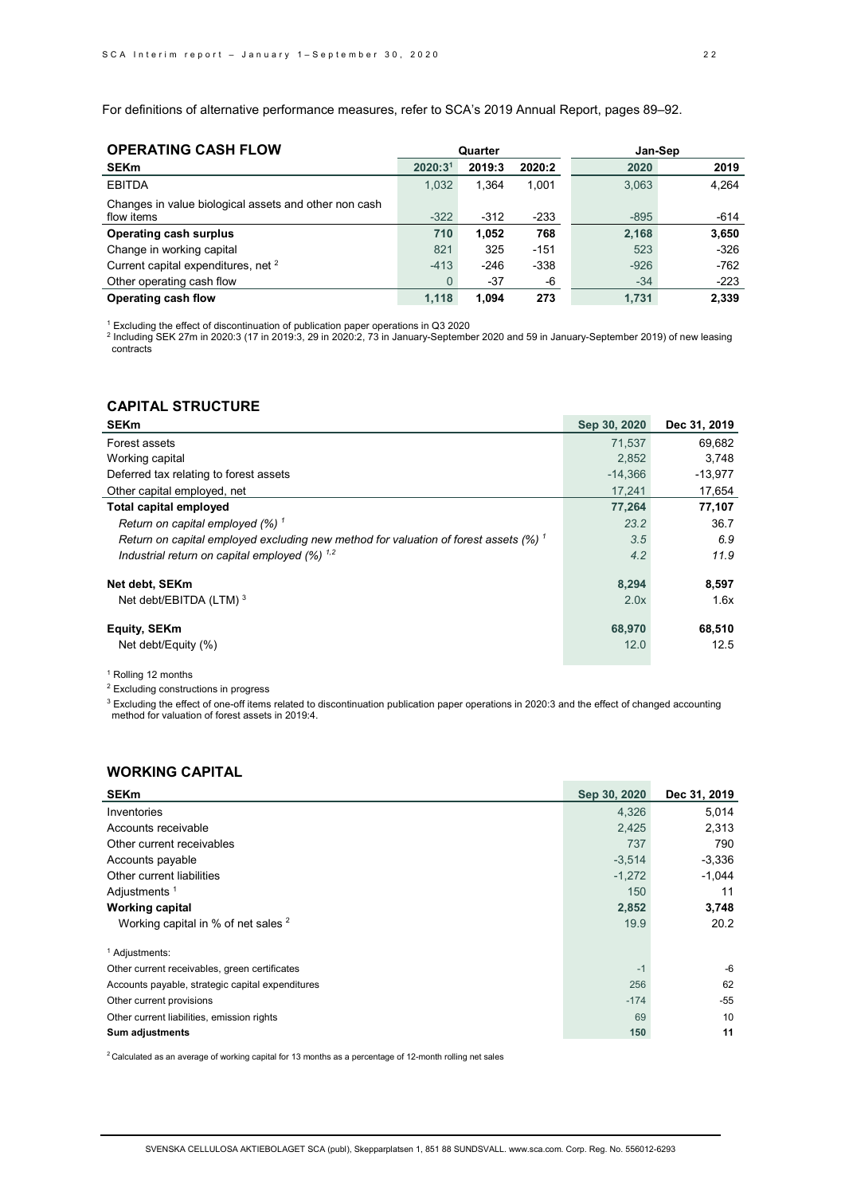For definitions of alternative performance measures, refer to SCA's 2019 Annual Report, pages 89–92.

## OPERATING CASH FLOW

| SEKm | Quarter | | | Jan-Sep | |
|---|---|---|---|---|---|
| | 2020:3[1] | 2019:3 | 2020:2 | 2020 | 2019 |
| EBITDA | 1,032 | 1,364 | 1,001 | 3,063 | 4,264 |
| Changes in value biological assets and other non cash flow items | -322 | -312 | -233 | -895 | -614 |
| **Operating cash surplus** | **710** | **1,052** | **768** | **2,168** | **3,650** |
| Change in working capital | 821 | 325 | -151 | 523 | -326 |
| Current capital expenditures, net [2] | -413 | -246 | -338 | -926 | -762 |
| Other operating cash flow | 0 | -37 | -6 | -34 | -223 |
| **Operating cash flow** | **1,118** | **1,094** | **273** | **1,731** | **2,339** |

[1] Excluding the effect of discontinuation of publication paper operations in Q3 2020
[2] Including SEK 27m in 2020:3 (17 in 2019:3, 29 in 2020:2, 73 in January-September 2020 and 59 in January-September 2019) of new leasing contracts

## CAPITAL STRUCTURE

| SEKm | Sep 30, 2020 | Dec 31, 2019 |
|---|---|---|
| Forest assets | 71,537 | 69,682 |
| Working capital | 2,852 | 3,748 |
| Deferred tax relating to forest assets | -14,366 | -13,977 |
| Other capital employed, net | 17,241 | 17,654 |
| **Total capital employed** | **77,264** | **77,107** |
| *Return on capital employed (%)* [1] | *23.2* | 36.7 |
| *Return on capital employed excluding new method for valuation of forest assets (%)* [1] | *3.5* | *6.9* |
| *Industrial return on capital employed (%)* [1,2] | *4.2* | *11.9* |
| | | |
| **Net debt, SEKm** | **8,294** | **8,597** |
| Net debt/EBITDA (LTM) [3] | 2.0x | 1.6x |
| | | |
| **Equity, SEKm** | **68,970** | **68,510** |
| Net debt/Equity (%) | 12.0 | 12.5 |

[1] Rolling 12 months
[2] Excluding constructions in progress
[3] Excluding the effect of one-off items related to discontinuation publication paper operations in 2020:3 and the effect of changed accounting method for valuation of forest assets in 2019:4.

## WORKING CAPITAL

| SEKm | Sep 30, 2020 | Dec 31, 2019 |
|---|---|---|
| Inventories | 4,326 | 5,014 |
| Accounts receivable | 2,425 | 2,313 |
| Other current receivables | 737 | 790 |
| Accounts payable | -3,514 | -3,336 |
| Other current liabilities | -1,272 | -1,044 |
| Adjustments [1] | 150 | 11 |
| **Working capital** | **2,852** | **3,748** |
| Working capital in % of net sales [2] | 19.9 | 20.2 |
| | | |
| [1] Adjustments: | | |
| Other current receivables, green certificates | -1 | -6 |
| Accounts payable, strategic capital expenditures | 256 | 62 |
| Other current provisions | -174 | -55 |
| Other current liabilities, emission rights | 69 | 10 |
| **Sum adjustments** | **150** | **11** |

[2] Calculated as an average of working capital for 13 months as a percentage of 12-month rolling net sales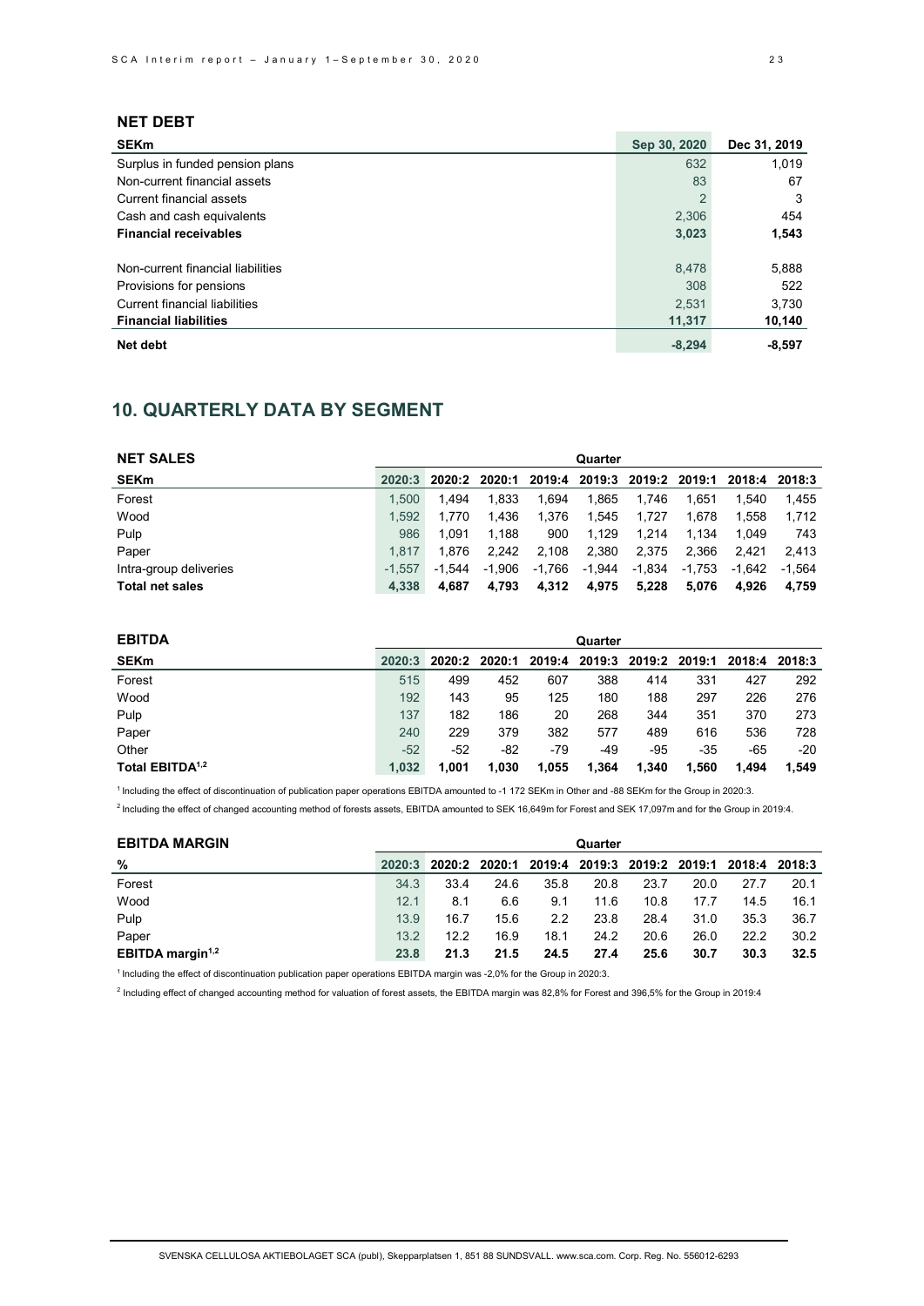## NET DEBT

| SEKm | Sep 30, 2020 | Dec 31, 2019 |
|---|---|---|
| Surplus in funded pension plans | 632 | 1,019 |
| Non-current financial assets | 83 | 67 |
| Current financial assets | 2 | 3 |
| Cash and cash equivalents | 2,306 | 454 |
| **Financial receivables** | **3,023** | **1,543** |
| | | |
| Non-current financial liabilities | 8,478 | 5,888 |
| Provisions for pensions | 308 | 522 |
| Current financial liabilities | 2,531 | 3,730 |
| **Financial liabilities** | **11,317** | **10,140** |
| **Net debt** | **-8,294** | **-8,597** |

## 10. QUARTERLY DATA BY SEGMENT

| NET SALES | Quarter | | | | | | | | |
|---|---|---|---|---|---|---|---|---|---|
| **SEKm** | **2020:3** | **2020:2** | **2020:1** | **2019:4** | **2019:3** | **2019:2** | **2019:1** | **2018:4** | **2018:3** |
| Forest | 1,500 | 1,494 | 1,833 | 1,694 | 1,865 | 1,746 | 1,651 | 1,540 | 1,455 |
| Wood | 1,592 | 1,770 | 1,436 | 1,376 | 1,545 | 1,727 | 1,678 | 1,558 | 1,712 |
| Pulp | 986 | 1,091 | 1,188 | 900 | 1,129 | 1,214 | 1,134 | 1,049 | 743 |
| Paper | 1,817 | 1,876 | 2,242 | 2,108 | 2,380 | 2,375 | 2,366 | 2,421 | 2,413 |
| Intra-group deliveries | -1,557 | -1,544 | -1,906 | -1,766 | -1,944 | -1,834 | -1,753 | -1,642 | -1,564 |
| **Total net sales** | **4,338** | **4,687** | **4,793** | **4,312** | **4,975** | **5,228** | **5,076** | **4,926** | **4,759** |

| EBITDA | Quarter | | | | | | | | |
|---|---|---|---|---|---|---|---|---|---|
| **SEKm** | **2020:3** | **2020:2** | **2020:1** | **2019:4** | **2019:3** | **2019:2** | **2019:1** | **2018:4** | **2018:3** |
| Forest | 515 | 499 | 452 | 607 | 388 | 414 | 331 | 427 | 292 |
| Wood | 192 | 143 | 95 | 125 | 180 | 188 | 297 | 226 | 276 |
| Pulp | 137 | 182 | 186 | 20 | 268 | 344 | 351 | 370 | 273 |
| Paper | 240 | 229 | 379 | 382 | 577 | 489 | 616 | 536 | 728 |
| Other | -52 | -52 | -82 | -79 | -49 | -95 | -35 | -65 | -20 |
| **Total EBITDA[1,2]** | **1,032** | **1,001** | **1,030** | **1,055** | **1,364** | **1,340** | **1,560** | **1,494** | **1,549** |

[1] Including the effect of discontinuation of publication paper operations EBITDA amounted to -1 172 SEKm in Other and -88 SEKm for the Group in 2020:3.

[2] Including the effect of changed accounting method of forests assets, EBITDA amounted to SEK 16,649m for Forest and SEK 17,097m and for the Group in 2019:4.

| EBITDA MARGIN | Quarter | | | | | | | | |
|---|---|---|---|---|---|---|---|---|---|
| **%** | **2020:3** | **2020:2** | **2020:1** | **2019:4** | **2019:3** | **2019:2** | **2019:1** | **2018:4** | **2018:3** |
| Forest | 34.3 | 33.4 | 24.6 | 35.8 | 20.8 | 23.7 | 20.0 | 27.7 | 20.1 |
| Wood | 12.1 | 8.1 | 6.6 | 9.1 | 11.6 | 10.8 | 17.7 | 14.5 | 16.1 |
| Pulp | 13.9 | 16.7 | 15.6 | 2.2 | 23.8 | 28.4 | 31.0 | 35.3 | 36.7 |
| Paper | 13.2 | 12.2 | 16.9 | 18.1 | 24.2 | 20.6 | 26.0 | 22.2 | 30.2 |
| **EBITDA margin[1,2]** | **23.8** | **21.3** | **21.5** | **24.5** | **27.4** | **25.6** | **30.7** | **30.3** | **32.5** |

[1] Including the effect of discontinuation publication paper operations EBITDA margin was -2,0% for the Group in 2020:3.

[2] Including effect of changed accounting method for valuation of forest assets, the EBITDA margin was 82,8% for Forest and 396,5% for the Group in 2019:4

SVENSKA CELLULOSA AKTIEBOLAGET SCA (publ), Skepparplatsen 1, 851 88 SUNDSVALL. www.sca.com. Corp. Reg. No. 556012-6293